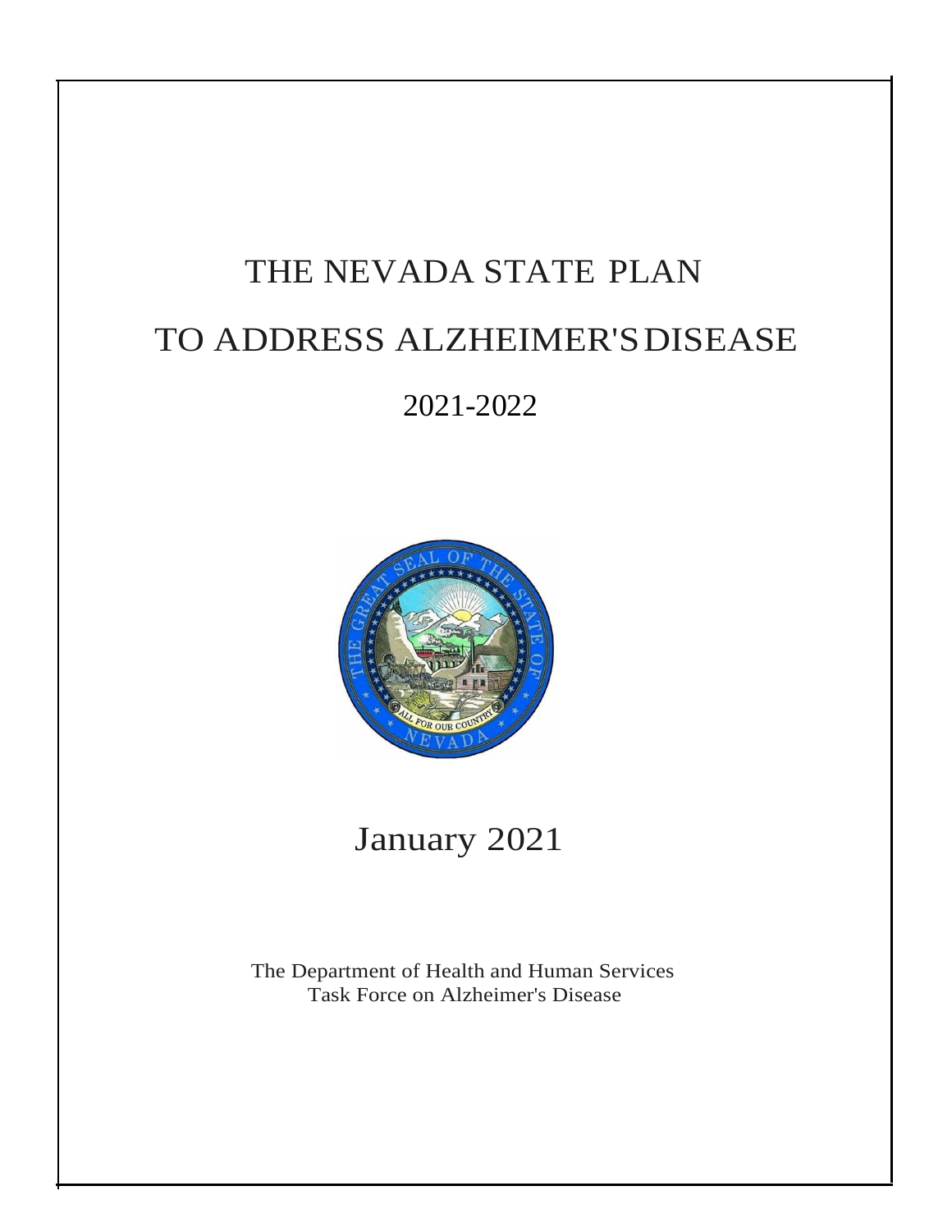# THE NEVADA STATE PLAN

# TO ADDRESS ALZHEIMER'S DISEASE

## 2021-2022

January 2021

The Department of Health and Human Services
Task Force on Alzheimer's Disease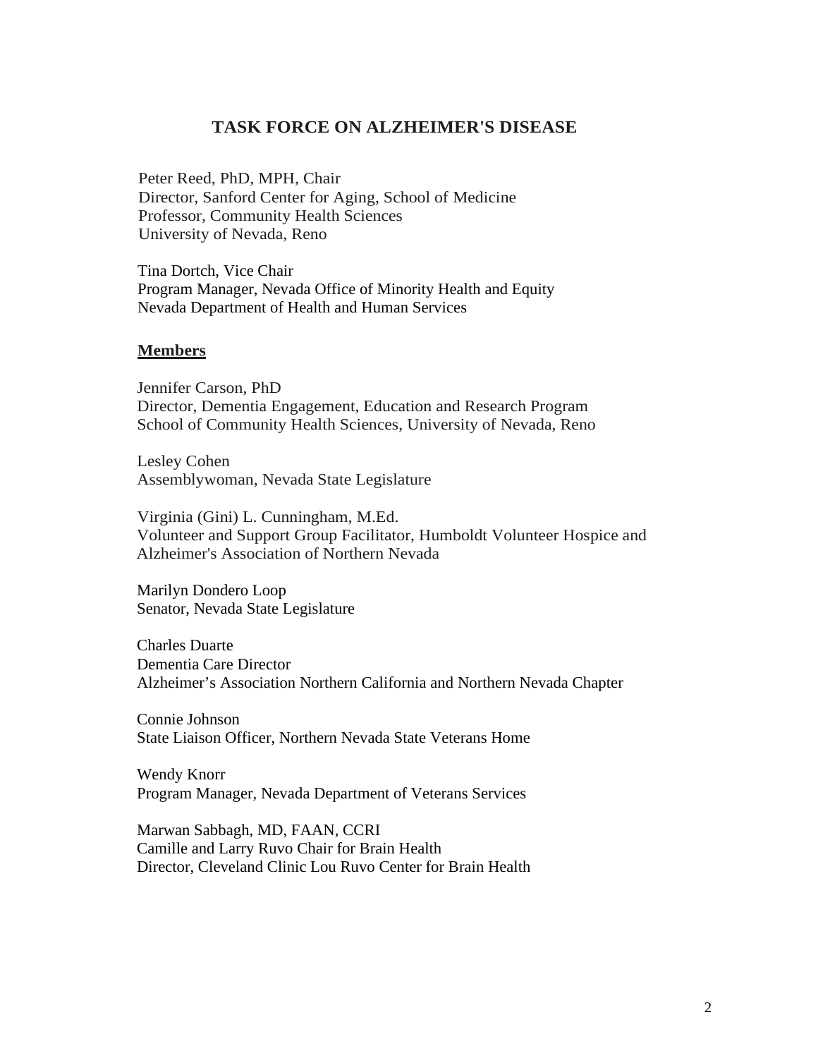# TASK FORCE ON ALZHEIMER'S DISEASE

Peter Reed, PhD, MPH, Chair
Director, Sanford Center for Aging, School of Medicine
Professor, Community Health Sciences
University of Nevada, Reno

Tina Dortch, Vice Chair
Program Manager, Nevada Office of Minority Health and Equity
Nevada Department of Health and Human Services

## Members

Jennifer Carson, PhD
Director, Dementia Engagement, Education and Research Program
School of Community Health Sciences, University of Nevada, Reno

Lesley Cohen
Assemblywoman, Nevada State Legislature

Virginia (Gini) L. Cunningham, M.Ed.
Volunteer and Support Group Facilitator, Humboldt Volunteer Hospice and Alzheimer's Association of Northern Nevada

Marilyn Dondero Loop
Senator, Nevada State Legislature

Charles Duarte
Dementia Care Director
Alzheimer's Association Northern California and Northern Nevada Chapter

Connie Johnson
State Liaison Officer, Northern Nevada State Veterans Home

Wendy Knorr
Program Manager, Nevada Department of Veterans Services

Marwan Sabbagh, MD, FAAN, CCRI
Camille and Larry Ruvo Chair for Brain Health
Director, Cleveland Clinic Lou Ruvo Center for Brain Health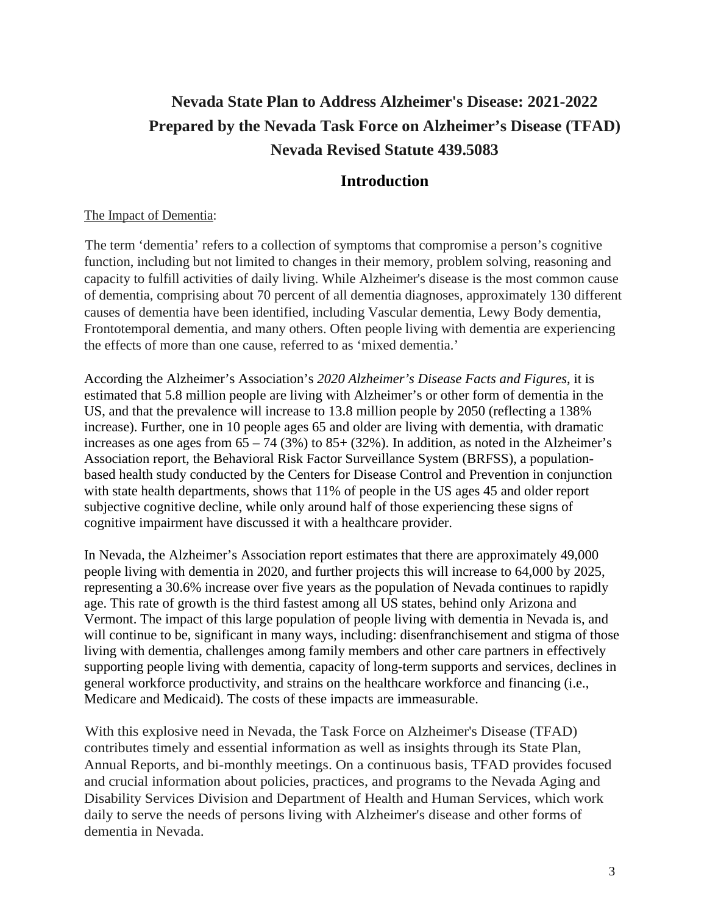# Nevada State Plan to Address Alzheimer's Disease: 2021-2022
# Prepared by the Nevada Task Force on Alzheimer's Disease (TFAD)
# Nevada Revised Statute 439.5083

## Introduction

The Impact of Dementia:

The term 'dementia' refers to a collection of symptoms that compromise a person's cognitive function, including but not limited to changes in their memory, problem solving, reasoning and capacity to fulfill activities of daily living. While Alzheimer's disease is the most common cause of dementia, comprising about 70 percent of all dementia diagnoses, approximately 130 different causes of dementia have been identified, including Vascular dementia, Lewy Body dementia, Frontotemporal dementia, and many others. Often people living with dementia are experiencing the effects of more than one cause, referred to as 'mixed dementia.'

According the Alzheimer's Association's *2020 Alzheimer's Disease Facts and Figures*, it is estimated that 5.8 million people are living with Alzheimer's or other form of dementia in the US, and that the prevalence will increase to 13.8 million people by 2050 (reflecting a 138% increase). Further, one in 10 people ages 65 and older are living with dementia, with dramatic increases as one ages from 65 – 74 (3%) to 85+ (32%). In addition, as noted in the Alzheimer's Association report, the Behavioral Risk Factor Surveillance System (BRFSS), a population-based health study conducted by the Centers for Disease Control and Prevention in conjunction with state health departments, shows that 11% of people in the US ages 45 and older report subjective cognitive decline, while only around half of those experiencing these signs of cognitive impairment have discussed it with a healthcare provider.

In Nevada, the Alzheimer's Association report estimates that there are approximately 49,000 people living with dementia in 2020, and further projects this will increase to 64,000 by 2025, representing a 30.6% increase over five years as the population of Nevada continues to rapidly age. This rate of growth is the third fastest among all US states, behind only Arizona and Vermont. The impact of this large population of people living with dementia in Nevada is, and will continue to be, significant in many ways, including: disenfranchisement and stigma of those living with dementia, challenges among family members and other care partners in effectively supporting people living with dementia, capacity of long-term supports and services, declines in general workforce productivity, and strains on the healthcare workforce and financing (i.e., Medicare and Medicaid). The costs of these impacts are immeasurable.

With this explosive need in Nevada, the Task Force on Alzheimer's Disease (TFAD) contributes timely and essential information as well as insights through its State Plan, Annual Reports, and bi-monthly meetings. On a continuous basis, TFAD provides focused and crucial information about policies, practices, and programs to the Nevada Aging and Disability Services Division and Department of Health and Human Services, which work daily to serve the needs of persons living with Alzheimer's disease and other forms of dementia in Nevada.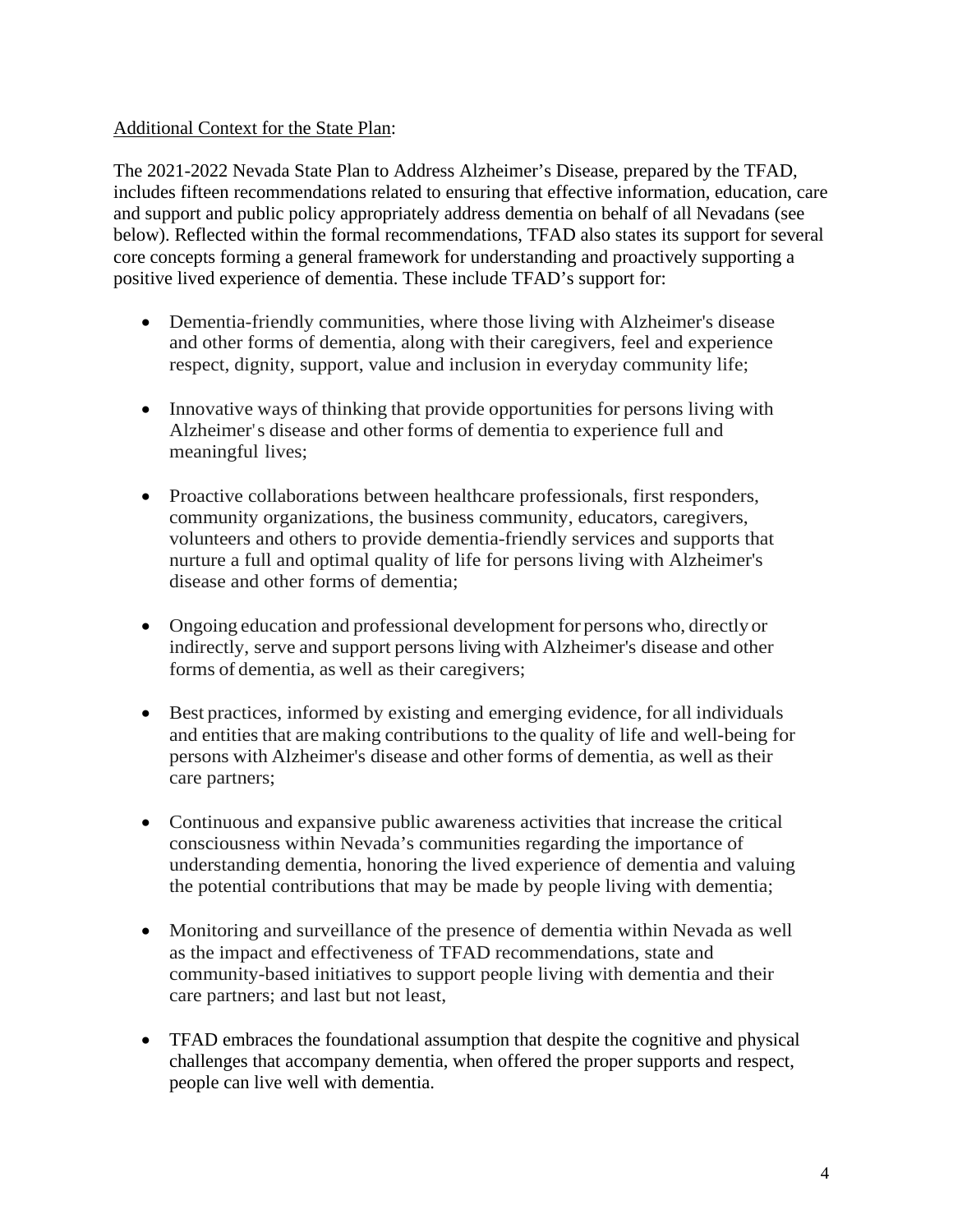Additional Context for the State Plan:

The 2021-2022 Nevada State Plan to Address Alzheimer's Disease, prepared by the TFAD, includes fifteen recommendations related to ensuring that effective information, education, care and support and public policy appropriately address dementia on behalf of all Nevadans (see below). Reflected within the formal recommendations, TFAD also states its support for several core concepts forming a general framework for understanding and proactively supporting a positive lived experience of dementia. These include TFAD's support for:

- Dementia-friendly communities, where those living with Alzheimer's disease and other forms of dementia, along with their caregivers, feel and experience respect, dignity, support, value and inclusion in everyday community life;

- Innovative ways of thinking that provide opportunities for persons living with Alzheimer's disease and other forms of dementia to experience full and meaningful lives;

- Proactive collaborations between healthcare professionals, first responders, community organizations, the business community, educators, caregivers, volunteers and others to provide dementia-friendly services and supports that nurture a full and optimal quality of life for persons living with Alzheimer's disease and other forms of dementia;

- Ongoing education and professional development for persons who, directly or indirectly, serve and support persons living with Alzheimer's disease and other forms of dementia, as well as their caregivers;

- Best practices, informed by existing and emerging evidence, for all individuals and entities that are making contributions to the quality of life and well-being for persons with Alzheimer's disease and other forms of dementia, as well as their care partners;

- Continuous and expansive public awareness activities that increase the critical consciousness within Nevada's communities regarding the importance of understanding dementia, honoring the lived experience of dementia and valuing the potential contributions that may be made by people living with dementia;

- Monitoring and surveillance of the presence of dementia within Nevada as well as the impact and effectiveness of TFAD recommendations, state and community-based initiatives to support people living with dementia and their care partners; and last but not least,

- TFAD embraces the foundational assumption that despite the cognitive and physical challenges that accompany dementia, when offered the proper supports and respect, people can live well with dementia.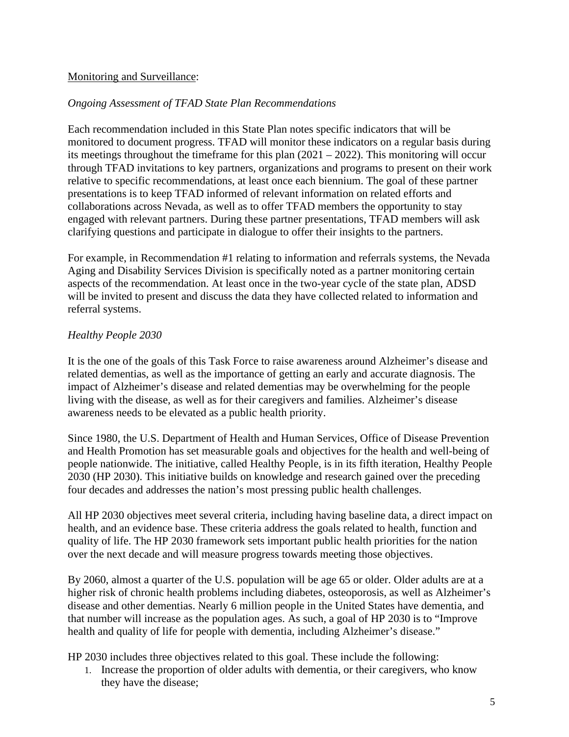Monitoring and Surveillance:

*Ongoing Assessment of TFAD State Plan Recommendations*

Each recommendation included in this State Plan notes specific indicators that will be monitored to document progress. TFAD will monitor these indicators on a regular basis during its meetings throughout the timeframe for this plan (2021 – 2022). This monitoring will occur through TFAD invitations to key partners, organizations and programs to present on their work relative to specific recommendations, at least once each biennium. The goal of these partner presentations is to keep TFAD informed of relevant information on related efforts and collaborations across Nevada, as well as to offer TFAD members the opportunity to stay engaged with relevant partners. During these partner presentations, TFAD members will ask clarifying questions and participate in dialogue to offer their insights to the partners.

For example, in Recommendation #1 relating to information and referrals systems, the Nevada Aging and Disability Services Division is specifically noted as a partner monitoring certain aspects of the recommendation. At least once in the two-year cycle of the state plan, ADSD will be invited to present and discuss the data they have collected related to information and referral systems.

*Healthy People 2030*

It is the one of the goals of this Task Force to raise awareness around Alzheimer's disease and related dementias, as well as the importance of getting an early and accurate diagnosis. The impact of Alzheimer's disease and related dementias may be overwhelming for the people living with the disease, as well as for their caregivers and families. Alzheimer's disease awareness needs to be elevated as a public health priority.

Since 1980, the U.S. Department of Health and Human Services, Office of Disease Prevention and Health Promotion has set measurable goals and objectives for the health and well-being of people nationwide. The initiative, called Healthy People, is in its fifth iteration, Healthy People 2030 (HP 2030). This initiative builds on knowledge and research gained over the preceding four decades and addresses the nation's most pressing public health challenges.

All HP 2030 objectives meet several criteria, including having baseline data, a direct impact on health, and an evidence base. These criteria address the goals related to health, function and quality of life. The HP 2030 framework sets important public health priorities for the nation over the next decade and will measure progress towards meeting those objectives.

By 2060, almost a quarter of the U.S. population will be age 65 or older. Older adults are at a higher risk of chronic health problems including diabetes, osteoporosis, as well as Alzheimer's disease and other dementias. Nearly 6 million people in the United States have dementia, and that number will increase as the population ages. As such, a goal of HP 2030 is to "Improve health and quality of life for people with dementia, including Alzheimer's disease."

HP 2030 includes three objectives related to this goal. These include the following:

1. Increase the proportion of older adults with dementia, or their caregivers, who know they have the disease;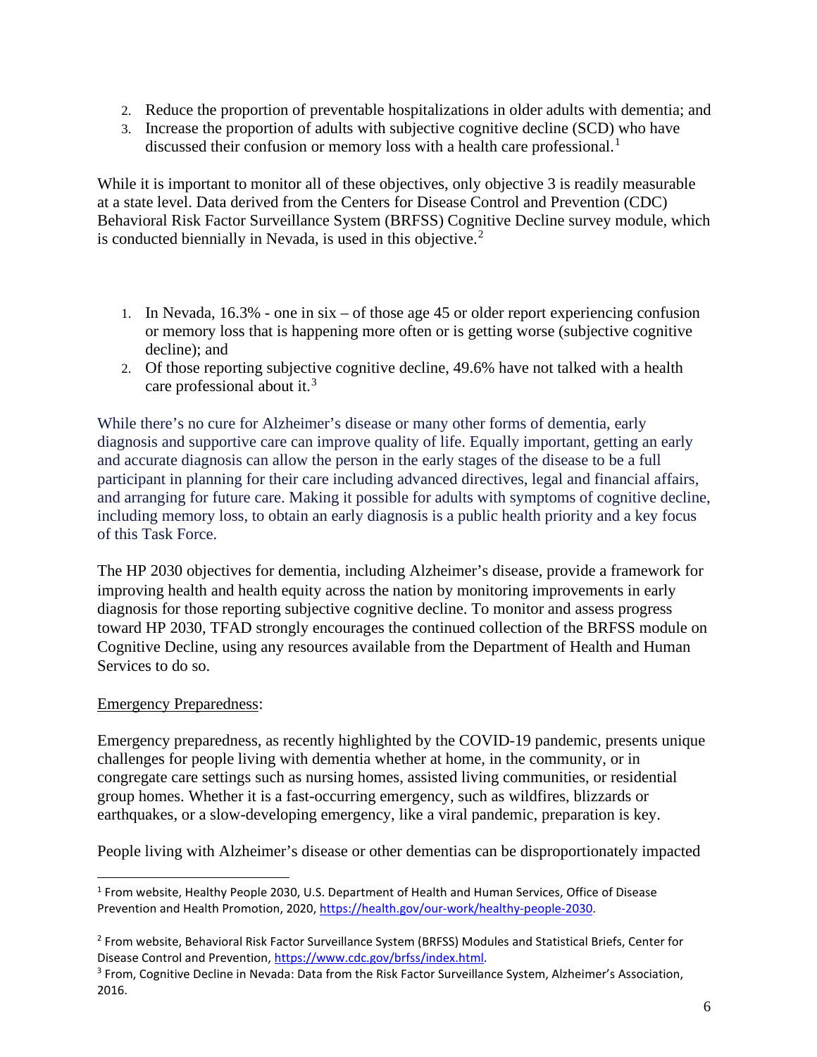2. Reduce the proportion of preventable hospitalizations in older adults with dementia; and
3. Increase the proportion of adults with subjective cognitive decline (SCD) who have discussed their confusion or memory loss with a health care professional.[1]

While it is important to monitor all of these objectives, only objective 3 is readily measurable at a state level. Data derived from the Centers for Disease Control and Prevention (CDC) Behavioral Risk Factor Surveillance System (BRFSS) Cognitive Decline survey module, which is conducted biennially in Nevada, is used in this objective.[2]

1. In Nevada, 16.3% - one in six – of those age 45 or older report experiencing confusion or memory loss that is happening more often or is getting worse (subjective cognitive decline); and
2. Of those reporting subjective cognitive decline, 49.6% have not talked with a health care professional about it.[3]

While there's no cure for Alzheimer's disease or many other forms of dementia, early diagnosis and supportive care can improve quality of life. Equally important, getting an early and accurate diagnosis can allow the person in the early stages of the disease to be a full participant in planning for their care including advanced directives, legal and financial affairs, and arranging for future care. Making it possible for adults with symptoms of cognitive decline, including memory loss, to obtain an early diagnosis is a public health priority and a key focus of this Task Force.

The HP 2030 objectives for dementia, including Alzheimer's disease, provide a framework for improving health and health equity across the nation by monitoring improvements in early diagnosis for those reporting subjective cognitive decline. To monitor and assess progress toward HP 2030, TFAD strongly encourages the continued collection of the BRFSS module on Cognitive Decline, using any resources available from the Department of Health and Human Services to do so.

<u>Emergency Preparedness</u>:

Emergency preparedness, as recently highlighted by the COVID-19 pandemic, presents unique challenges for people living with dementia whether at home, in the community, or in congregate care settings such as nursing homes, assisted living communities, or residential group homes. Whether it is a fast-occurring emergency, such as wildfires, blizzards or earthquakes, or a slow-developing emergency, like a viral pandemic, preparation is key.

People living with Alzheimer's disease or other dementias can be disproportionately impacted

---

[1] From website, Healthy People 2030, U.S. Department of Health and Human Services, Office of Disease Prevention and Health Promotion, 2020, https://health.gov/our-work/healthy-people-2030.

[2] From website, Behavioral Risk Factor Surveillance System (BRFSS) Modules and Statistical Briefs, Center for Disease Control and Prevention, https://www.cdc.gov/brfss/index.html.

[3] From, Cognitive Decline in Nevada: Data from the Risk Factor Surveillance System, Alzheimer's Association, 2016.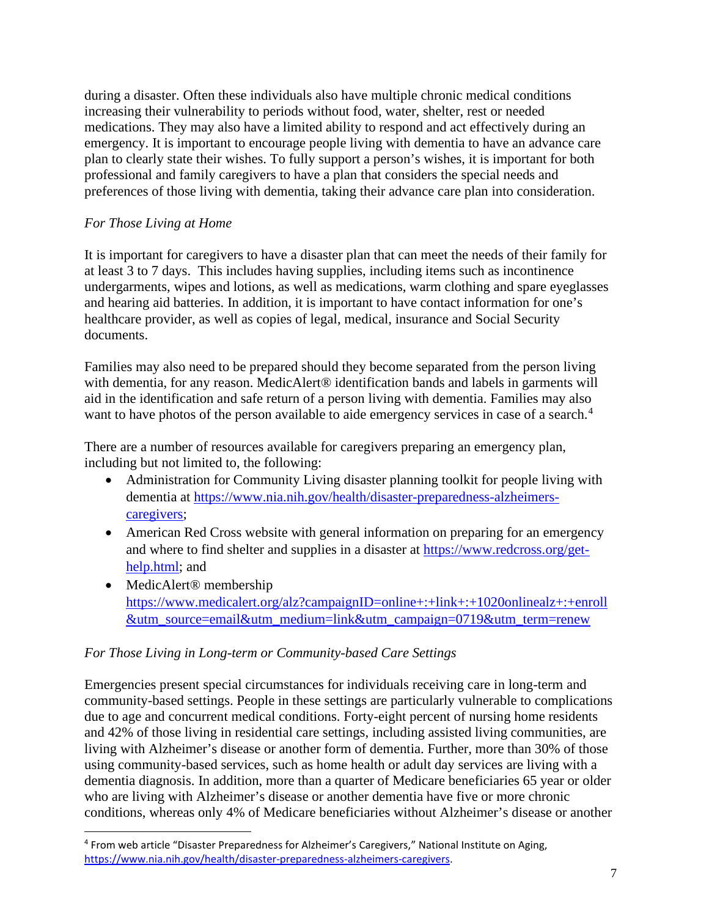during a disaster. Often these individuals also have multiple chronic medical conditions increasing their vulnerability to periods without food, water, shelter, rest or needed medications. They may also have a limited ability to respond and act effectively during an emergency. It is important to encourage people living with dementia to have an advance care plan to clearly state their wishes. To fully support a person's wishes, it is important for both professional and family caregivers to have a plan that considers the special needs and preferences of those living with dementia, taking their advance care plan into consideration.

*For Those Living at Home*

It is important for caregivers to have a disaster plan that can meet the needs of their family for at least 3 to 7 days. This includes having supplies, including items such as incontinence undergarments, wipes and lotions, as well as medications, warm clothing and spare eyeglasses and hearing aid batteries. In addition, it is important to have contact information for one's healthcare provider, as well as copies of legal, medical, insurance and Social Security documents.

Families may also need to be prepared should they become separated from the person living with dementia, for any reason. MedicAlert® identification bands and labels in garments will aid in the identification and safe return of a person living with dementia. Families may also want to have photos of the person available to aide emergency services in case of a search.[4]

There are a number of resources available for caregivers preparing an emergency plan, including but not limited to, the following:

- Administration for Community Living disaster planning toolkit for people living with dementia at https://www.nia.nih.gov/health/disaster-preparedness-alzheimers-caregivers;
- American Red Cross website with general information on preparing for an emergency and where to find shelter and supplies in a disaster at https://www.redcross.org/get-help.html; and
- MedicAlert® membership https://www.medicalert.org/alz?campaignID=online+:+link+:+1020onlinealz+:+enroll&utm_source=email&utm_medium=link&utm_campaign=0719&utm_term=renew

*For Those Living in Long-term or Community-based Care Settings*

Emergencies present special circumstances for individuals receiving care in long-term and community-based settings. People in these settings are particularly vulnerable to complications due to age and concurrent medical conditions. Forty-eight percent of nursing home residents and 42% of those living in residential care settings, including assisted living communities, are living with Alzheimer's disease or another form of dementia. Further, more than 30% of those using community-based services, such as home health or adult day services are living with a dementia diagnosis. In addition, more than a quarter of Medicare beneficiaries 65 year or older who are living with Alzheimer's disease or another dementia have five or more chronic conditions, whereas only 4% of Medicare beneficiaries without Alzheimer's disease or another

---

[4] From web article "Disaster Preparedness for Alzheimer's Caregivers," National Institute on Aging, https://www.nia.nih.gov/health/disaster-preparedness-alzheimers-caregivers.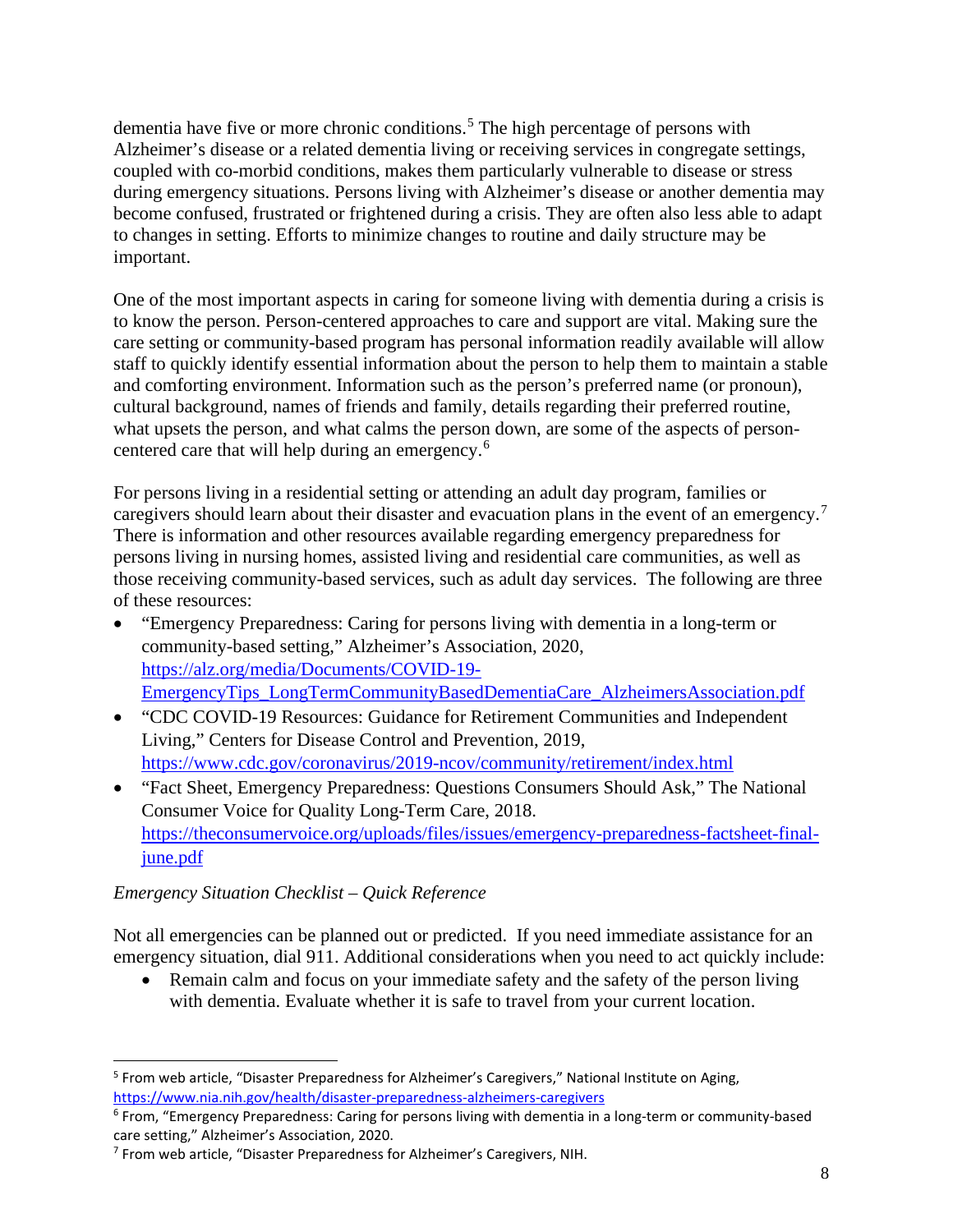dementia have five or more chronic conditions.[5] The high percentage of persons with Alzheimer's disease or a related dementia living or receiving services in congregate settings, coupled with co-morbid conditions, makes them particularly vulnerable to disease or stress during emergency situations. Persons living with Alzheimer's disease or another dementia may become confused, frustrated or frightened during a crisis. They are often also less able to adapt to changes in setting. Efforts to minimize changes to routine and daily structure may be important.

One of the most important aspects in caring for someone living with dementia during a crisis is to know the person. Person-centered approaches to care and support are vital. Making sure the care setting or community-based program has personal information readily available will allow staff to quickly identify essential information about the person to help them to maintain a stable and comforting environment. Information such as the person's preferred name (or pronoun), cultural background, names of friends and family, details regarding their preferred routine, what upsets the person, and what calms the person down, are some of the aspects of person-centered care that will help during an emergency.[6]

For persons living in a residential setting or attending an adult day program, families or caregivers should learn about their disaster and evacuation plans in the event of an emergency.[7] There is information and other resources available regarding emergency preparedness for persons living in nursing homes, assisted living and residential care communities, as well as those receiving community-based services, such as adult day services. The following are three of these resources:

- "Emergency Preparedness: Caring for persons living with dementia in a long-term or community-based setting," Alzheimer's Association, 2020, https://alz.org/media/Documents/COVID-19-EmergencyTips_LongTermCommunityBasedDementiaCare_AlzheimersAssociation.pdf
- "CDC COVID-19 Resources: Guidance for Retirement Communities and Independent Living," Centers for Disease Control and Prevention, 2019, https://www.cdc.gov/coronavirus/2019-ncov/community/retirement/index.html
- "Fact Sheet, Emergency Preparedness: Questions Consumers Should Ask," The National Consumer Voice for Quality Long-Term Care, 2018. https://theconsumervoice.org/uploads/files/issues/emergency-preparedness-factsheet-final-june.pdf

*Emergency Situation Checklist – Quick Reference*

Not all emergencies can be planned out or predicted. If you need immediate assistance for an emergency situation, dial 911. Additional considerations when you need to act quickly include:

- Remain calm and focus on your immediate safety and the safety of the person living with dementia. Evaluate whether it is safe to travel from your current location.

---

[5] From web article, "Disaster Preparedness for Alzheimer's Caregivers," National Institute on Aging, https://www.nia.nih.gov/health/disaster-preparedness-alzheimers-caregivers

[6] From, "Emergency Preparedness: Caring for persons living with dementia in a long-term or community-based care setting," Alzheimer's Association, 2020.

[7] From web article, "Disaster Preparedness for Alzheimer's Caregivers, NIH.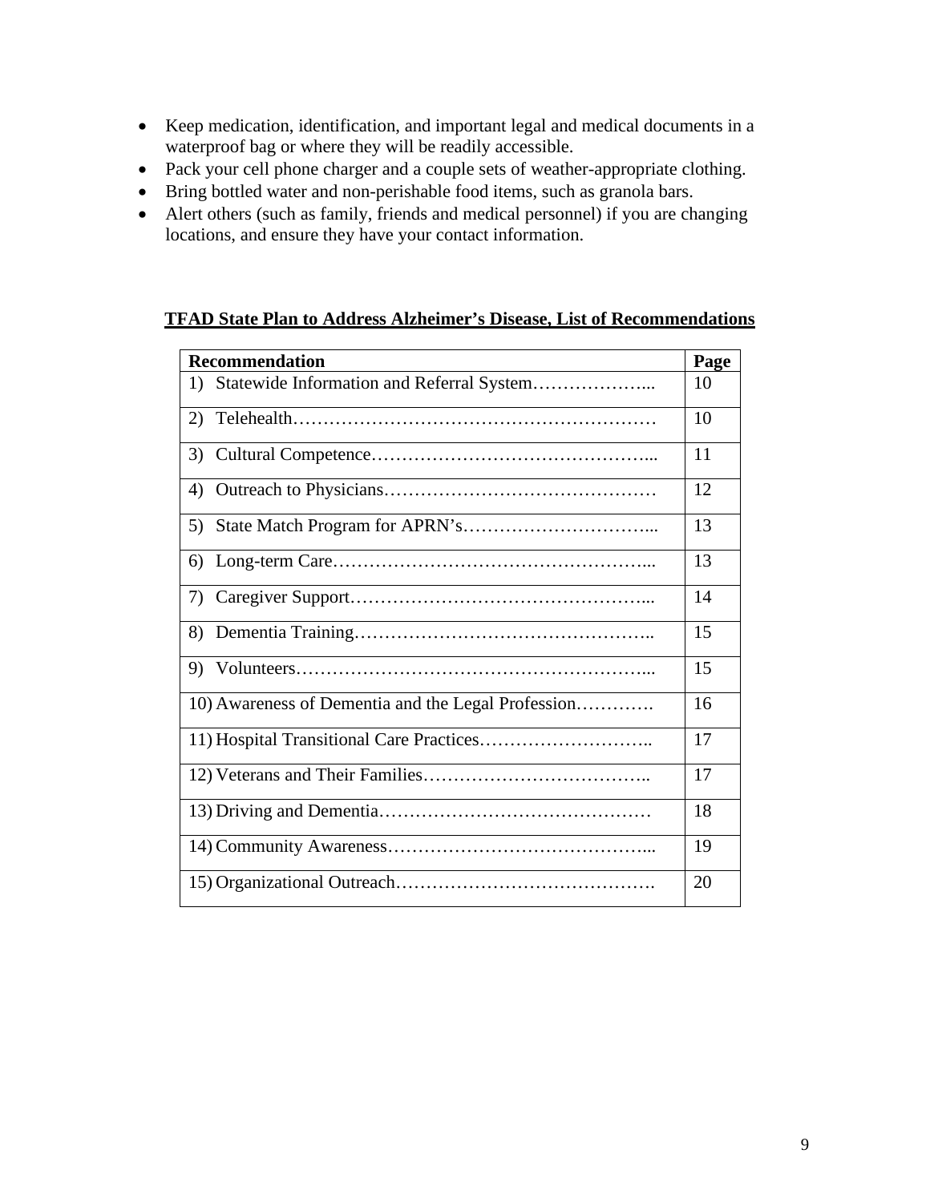- Keep medication, identification, and important legal and medical documents in a waterproof bag or where they will be readily accessible.
- Pack your cell phone charger and a couple sets of weather-appropriate clothing.
- Bring bottled water and non-perishable food items, such as granola bars.
- Alert others (such as family, friends and medical personnel) if you are changing locations, and ensure they have your contact information.

**TFAD State Plan to Address Alzheimer's Disease, List of Recommendations**

| Recommendation | Page |
|---|---|
| 1) Statewide Information and Referral System……………….... | 10 |
| 2) Telehealth…………………………………………………… | 10 |
| 3) Cultural Competence……………………………………... | 11 |
| 4) Outreach to Physicians……………………………………… | 12 |
| 5) State Match Program for APRN's…………………………... | 13 |
| 6) Long-term Care…………………………………………….... | 13 |
| 7) Caregiver Support…………………………………………... | 14 |
| 8) Dementia Training………………………………………….. | 15 |
| 9) Volunteers…………………………………………………... | 15 |
| 10) Awareness of Dementia and the Legal Profession…………. | 16 |
| 11) Hospital Transitional Care Practices……………………….. | 17 |
| 12) Veterans and Their Families……………………………….. | 17 |
| 13) Driving and Dementia……………………………………… | 18 |
| 14) Community Awareness……………………………………... | 19 |
| 15) Organizational Outreach……………………………………. | 20 |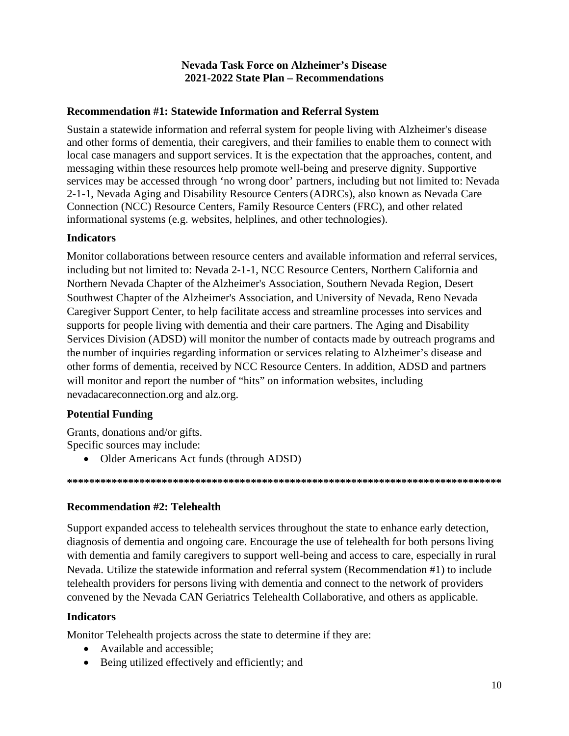**Nevada Task Force on Alzheimer's Disease**
**2021-2022 State Plan – Recommendations**

## Recommendation #1: Statewide Information and Referral System

Sustain a statewide information and referral system for people living with Alzheimer's disease and other forms of dementia, their caregivers, and their families to enable them to connect with local case managers and support services. It is the expectation that the approaches, content, and messaging within these resources help promote well-being and preserve dignity. Supportive services may be accessed through 'no wrong door' partners, including but not limited to: Nevada 2-1-1, Nevada Aging and Disability Resource Centers (ADRCs), also known as Nevada Care Connection (NCC) Resource Centers, Family Resource Centers (FRC), and other related informational systems (e.g. websites, helplines, and other technologies).

### Indicators

Monitor collaborations between resource centers and available information and referral services, including but not limited to: Nevada 2-1-1, NCC Resource Centers, Northern California and Northern Nevada Chapter of the Alzheimer's Association, Southern Nevada Region, Desert Southwest Chapter of the Alzheimer's Association, and University of Nevada, Reno Nevada Caregiver Support Center, to help facilitate access and streamline processes into services and supports for people living with dementia and their care partners. The Aging and Disability Services Division (ADSD) will monitor the number of contacts made by outreach programs and the number of inquiries regarding information or services relating to Alzheimer's disease and other forms of dementia, received by NCC Resource Centers. In addition, ADSD and partners will monitor and report the number of "hits" on information websites, including nevadacareconnection.org and alz.org.

### Potential Funding

Grants, donations and/or gifts.
Specific sources may include:

- Older Americans Act funds (through ADSD)

**********************************************************************************

## Recommendation #2: Telehealth

Support expanded access to telehealth services throughout the state to enhance early detection, diagnosis of dementia and ongoing care. Encourage the use of telehealth for both persons living with dementia and family caregivers to support well-being and access to care, especially in rural Nevada. Utilize the statewide information and referral system (Recommendation #1) to include telehealth providers for persons living with dementia and connect to the network of providers convened by the Nevada CAN Geriatrics Telehealth Collaborative, and others as applicable.

### Indicators

Monitor Telehealth projects across the state to determine if they are:

- Available and accessible;
- Being utilized effectively and efficiently; and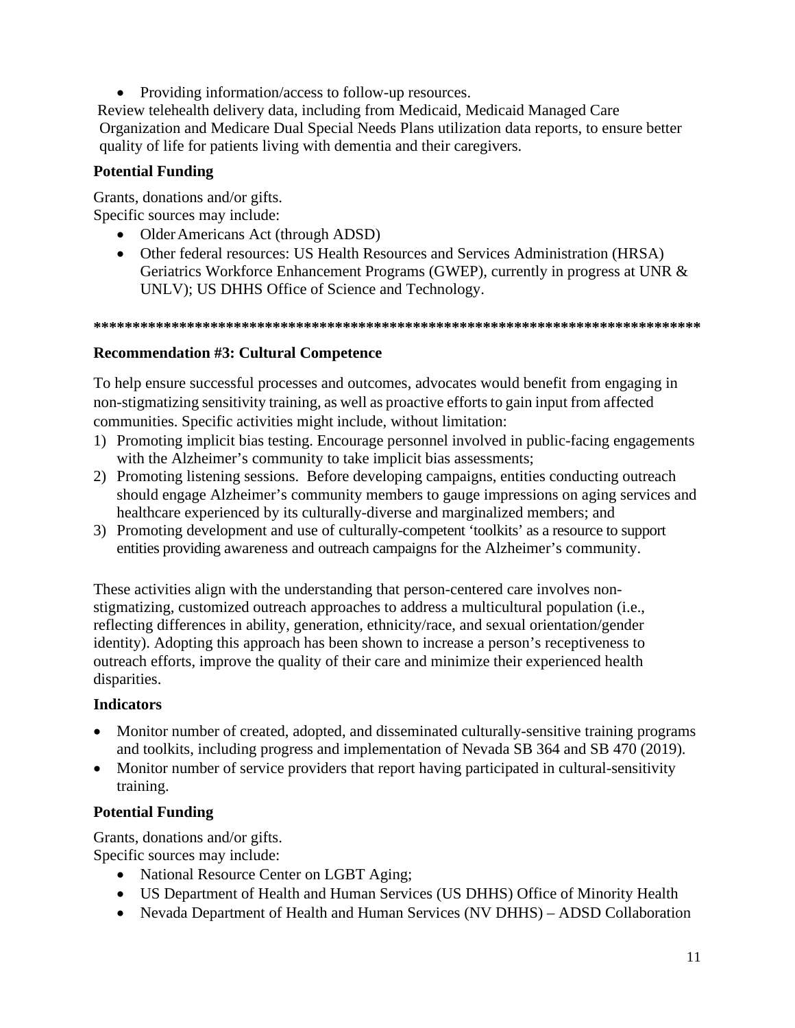- Providing information/access to follow-up resources.

Review telehealth delivery data, including from Medicaid, Medicaid Managed Care Organization and Medicare Dual Special Needs Plans utilization data reports, to ensure better quality of life for patients living with dementia and their caregivers.

### Potential Funding

Grants, donations and/or gifts.
Specific sources may include:

- Older Americans Act (through ADSD)
- Other federal resources: US Health Resources and Services Administration (HRSA) Geriatrics Workforce Enhancement Programs (GWEP), currently in progress at UNR & UNLV); US DHHS Office of Science and Technology.

*******************************************************************************

### Recommendation #3: Cultural Competence

To help ensure successful processes and outcomes, advocates would benefit from engaging in non-stigmatizing sensitivity training, as well as proactive efforts to gain input from affected communities. Specific activities might include, without limitation:

1) Promoting implicit bias testing. Encourage personnel involved in public-facing engagements with the Alzheimer's community to take implicit bias assessments;
2) Promoting listening sessions. Before developing campaigns, entities conducting outreach should engage Alzheimer's community members to gauge impressions on aging services and healthcare experienced by its culturally-diverse and marginalized members; and
3) Promoting development and use of culturally-competent 'toolkits' as a resource to support entities providing awareness and outreach campaigns for the Alzheimer's community.

These activities align with the understanding that person-centered care involves non-stigmatizing, customized outreach approaches to address a multicultural population (i.e., reflecting differences in ability, generation, ethnicity/race, and sexual orientation/gender identity). Adopting this approach has been shown to increase a person's receptiveness to outreach efforts, improve the quality of their care and minimize their experienced health disparities.

### Indicators

- Monitor number of created, adopted, and disseminated culturally-sensitive training programs and toolkits, including progress and implementation of Nevada SB 364 and SB 470 (2019).
- Monitor number of service providers that report having participated in cultural-sensitivity training.

### Potential Funding

Grants, donations and/or gifts.
Specific sources may include:

- National Resource Center on LGBT Aging;
- US Department of Health and Human Services (US DHHS) Office of Minority Health
- Nevada Department of Health and Human Services (NV DHHS) – ADSD Collaboration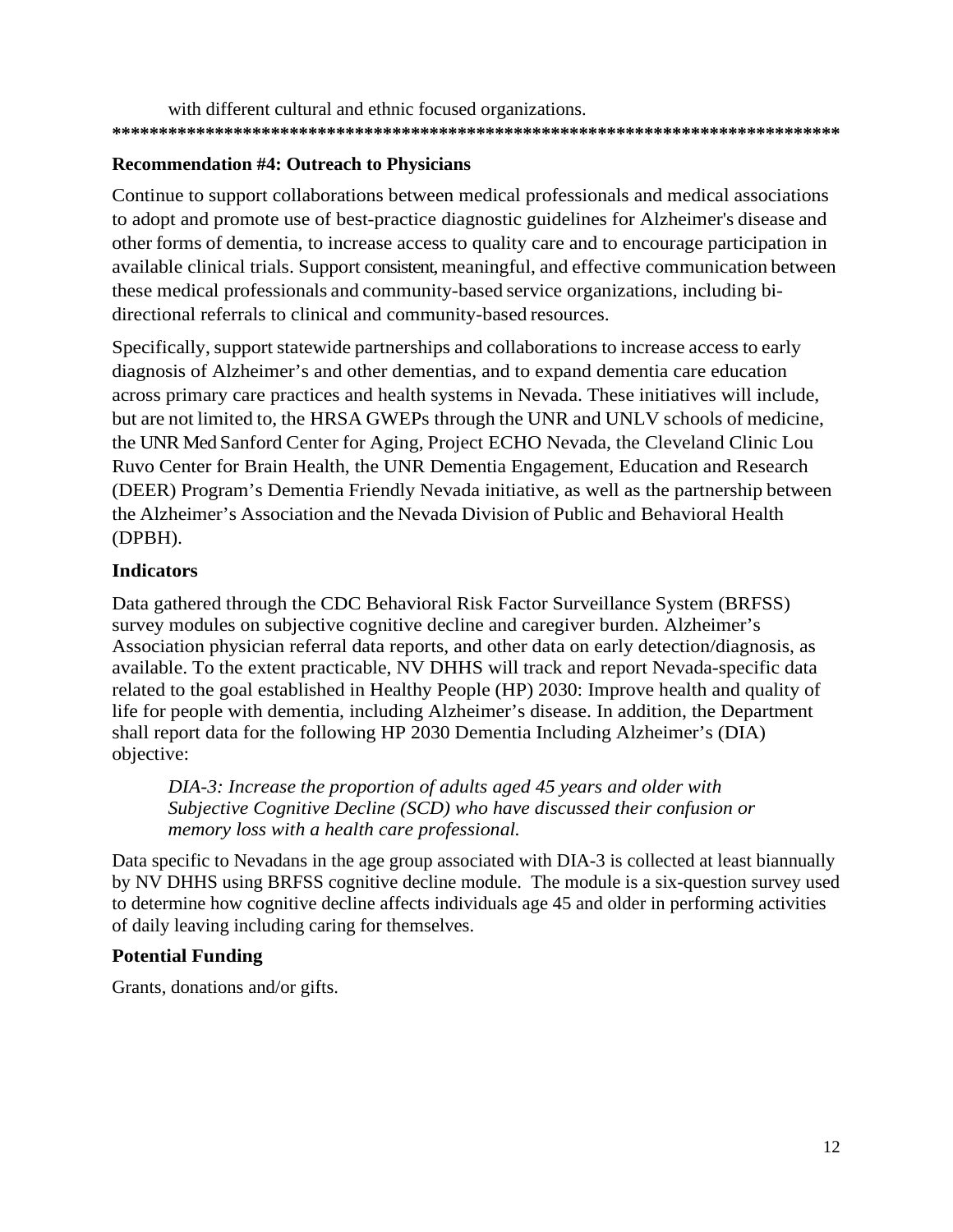with different cultural and ethnic focused organizations.

********************************************************************************

**Recommendation #4: Outreach to Physicians**

Continue to support collaborations between medical professionals and medical associations to adopt and promote use of best-practice diagnostic guidelines for Alzheimer's disease and other forms of dementia, to increase access to quality care and to encourage participation in available clinical trials. Support consistent, meaningful, and effective communication between these medical professionals and community-based service organizations, including bi-directional referrals to clinical and community-based resources.

Specifically, support statewide partnerships and collaborations to increase access to early diagnosis of Alzheimer's and other dementias, and to expand dementia care education across primary care practices and health systems in Nevada. These initiatives will include, but are not limited to, the HRSA GWEPs through the UNR and UNLV schools of medicine, the UNR Med Sanford Center for Aging, Project ECHO Nevada, the Cleveland Clinic Lou Ruvo Center for Brain Health, the UNR Dementia Engagement, Education and Research (DEER) Program's Dementia Friendly Nevada initiative, as well as the partnership between the Alzheimer's Association and the Nevada Division of Public and Behavioral Health (DPBH).

### Indicators

Data gathered through the CDC Behavioral Risk Factor Surveillance System (BRFSS) survey modules on subjective cognitive decline and caregiver burden. Alzheimer's Association physician referral data reports, and other data on early detection/diagnosis, as available. To the extent practicable, NV DHHS will track and report Nevada-specific data related to the goal established in Healthy People (HP) 2030: Improve health and quality of life for people with dementia, including Alzheimer's disease. In addition, the Department shall report data for the following HP 2030 Dementia Including Alzheimer's (DIA) objective:

> *DIA-3: Increase the proportion of adults aged 45 years and older with Subjective Cognitive Decline (SCD) who have discussed their confusion or memory loss with a health care professional.*

Data specific to Nevadans in the age group associated with DIA-3 is collected at least biannually by NV DHHS using BRFSS cognitive decline module. The module is a six-question survey used to determine how cognitive decline affects individuals age 45 and older in performing activities of daily leaving including caring for themselves.

### Potential Funding

Grants, donations and/or gifts.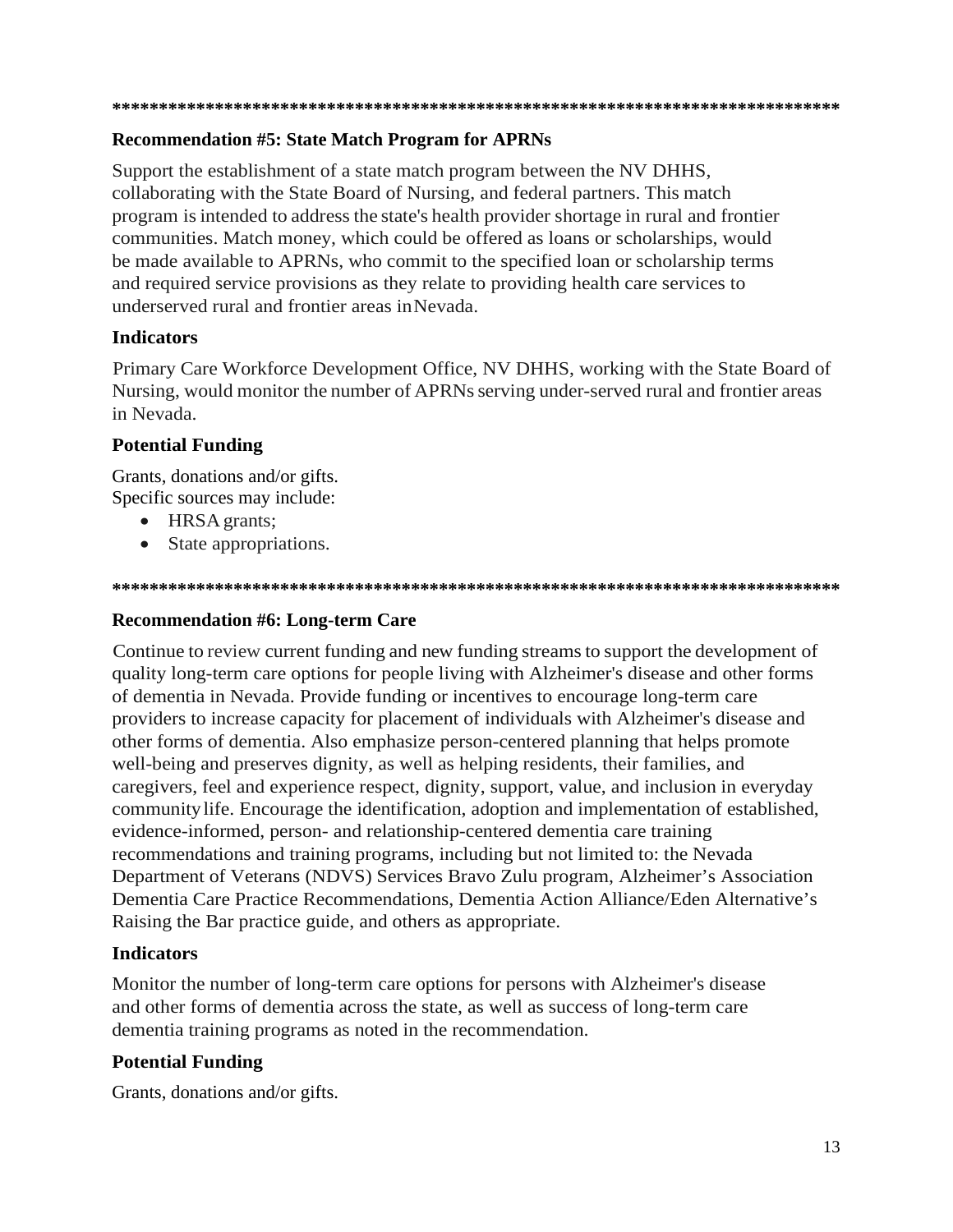********************************************************************************

### Recommendation #5: State Match Program for APRNs

Support the establishment of a state match program between the NV DHHS, collaborating with the State Board of Nursing, and federal partners. This match program is intended to address the state's health provider shortage in rural and frontier communities. Match money, which could be offered as loans or scholarships, would be made available to APRNs, who commit to the specified loan or scholarship terms and required service provisions as they relate to providing health care services to underserved rural and frontier areas in Nevada.

#### Indicators

Primary Care Workforce Development Office, NV DHHS, working with the State Board of Nursing, would monitor the number of APRNs serving under-served rural and frontier areas in Nevada.

#### Potential Funding

Grants, donations and/or gifts.
Specific sources may include:

- HRSA grants;
- State appropriations.

********************************************************************************

### Recommendation #6: Long-term Care

Continue to review current funding and new funding streams to support the development of quality long-term care options for people living with Alzheimer's disease and other forms of dementia in Nevada. Provide funding or incentives to encourage long-term care providers to increase capacity for placement of individuals with Alzheimer's disease and other forms of dementia. Also emphasize person-centered planning that helps promote well-being and preserves dignity, as well as helping residents, their families, and caregivers, feel and experience respect, dignity, support, value, and inclusion in everyday community life. Encourage the identification, adoption and implementation of established, evidence-informed, person- and relationship-centered dementia care training recommendations and training programs, including but not limited to: the Nevada Department of Veterans (NDVS) Services Bravo Zulu program, Alzheimer's Association Dementia Care Practice Recommendations, Dementia Action Alliance/Eden Alternative's Raising the Bar practice guide, and others as appropriate.

#### Indicators

Monitor the number of long-term care options for persons with Alzheimer's disease and other forms of dementia across the state, as well as success of long-term care dementia training programs as noted in the recommendation.

#### Potential Funding

Grants, donations and/or gifts.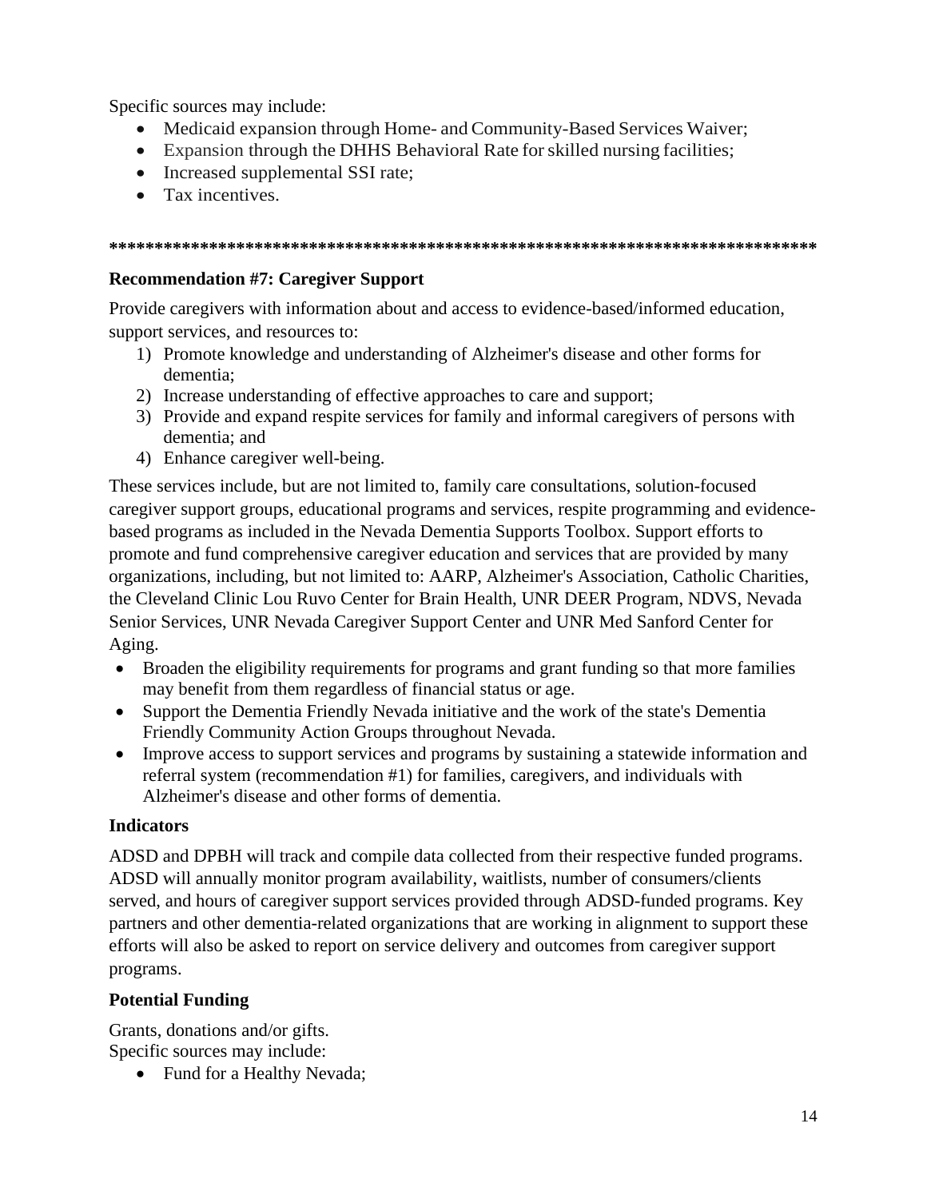Specific sources may include:

- Medicaid expansion through Home- and Community-Based Services Waiver;
- Expansion through the DHHS Behavioral Rate for skilled nursing facilities;
- Increased supplemental SSI rate;
- Tax incentives.

********************************************************************************

### Recommendation #7: Caregiver Support

Provide caregivers with information about and access to evidence-based/informed education, support services, and resources to:

1) Promote knowledge and understanding of Alzheimer's disease and other forms for dementia;
2) Increase understanding of effective approaches to care and support;
3) Provide and expand respite services for family and informal caregivers of persons with dementia; and
4) Enhance caregiver well-being.

These services include, but are not limited to, family care consultations, solution-focused caregiver support groups, educational programs and services, respite programming and evidence-based programs as included in the Nevada Dementia Supports Toolbox. Support efforts to promote and fund comprehensive caregiver education and services that are provided by many organizations, including, but not limited to: AARP, Alzheimer's Association, Catholic Charities, the Cleveland Clinic Lou Ruvo Center for Brain Health, UNR DEER Program, NDVS, Nevada Senior Services, UNR Nevada Caregiver Support Center and UNR Med Sanford Center for Aging.

- Broaden the eligibility requirements for programs and grant funding so that more families may benefit from them regardless of financial status or age.
- Support the Dementia Friendly Nevada initiative and the work of the state's Dementia Friendly Community Action Groups throughout Nevada.
- Improve access to support services and programs by sustaining a statewide information and referral system (recommendation #1) for families, caregivers, and individuals with Alzheimer's disease and other forms of dementia.

### Indicators

ADSD and DPBH will track and compile data collected from their respective funded programs. ADSD will annually monitor program availability, waitlists, number of consumers/clients served, and hours of caregiver support services provided through ADSD-funded programs. Key partners and other dementia-related organizations that are working in alignment to support these efforts will also be asked to report on service delivery and outcomes from caregiver support programs.

### Potential Funding

Grants, donations and/or gifts.
Specific sources may include:

- Fund for a Healthy Nevada;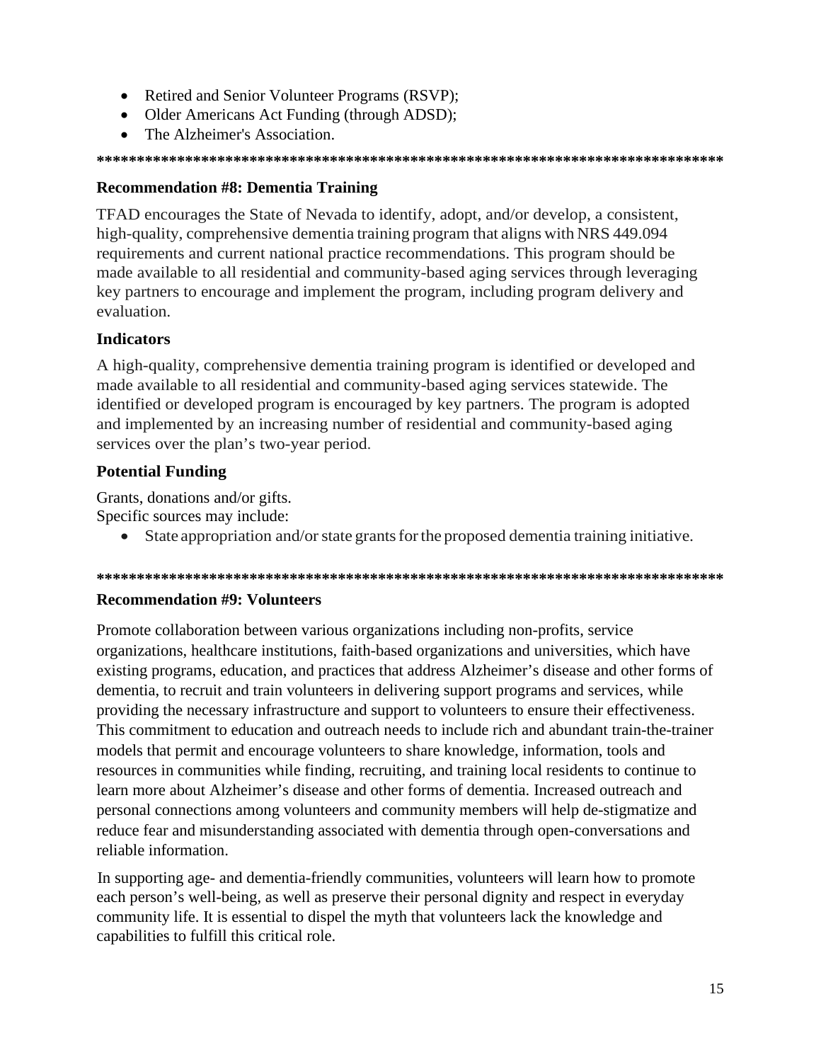- Retired and Senior Volunteer Programs (RSVP);
- Older Americans Act Funding (through ADSD);
- The Alzheimer's Association.

********************************************************************************

### Recommendation #8: Dementia Training

TFAD encourages the State of Nevada to identify, adopt, and/or develop, a consistent, high-quality, comprehensive dementia training program that aligns with NRS 449.094 requirements and current national practice recommendations. This program should be made available to all residential and community-based aging services through leveraging key partners to encourage and implement the program, including program delivery and evaluation.

### Indicators

A high-quality, comprehensive dementia training program is identified or developed and made available to all residential and community-based aging services statewide. The identified or developed program is encouraged by key partners. The program is adopted and implemented by an increasing number of residential and community-based aging services over the plan's two-year period.

### Potential Funding

Grants, donations and/or gifts.
Specific sources may include:

- State appropriation and/or state grants for the proposed dementia training initiative.

********************************************************************************

### Recommendation #9: Volunteers

Promote collaboration between various organizations including non-profits, service organizations, healthcare institutions, faith-based organizations and universities, which have existing programs, education, and practices that address Alzheimer's disease and other forms of dementia, to recruit and train volunteers in delivering support programs and services, while providing the necessary infrastructure and support to volunteers to ensure their effectiveness. This commitment to education and outreach needs to include rich and abundant train-the-trainer models that permit and encourage volunteers to share knowledge, information, tools and resources in communities while finding, recruiting, and training local residents to continue to learn more about Alzheimer's disease and other forms of dementia. Increased outreach and personal connections among volunteers and community members will help de-stigmatize and reduce fear and misunderstanding associated with dementia through open-conversations and reliable information.

In supporting age- and dementia-friendly communities, volunteers will learn how to promote each person's well-being, as well as preserve their personal dignity and respect in everyday community life. It is essential to dispel the myth that volunteers lack the knowledge and capabilities to fulfill this critical role.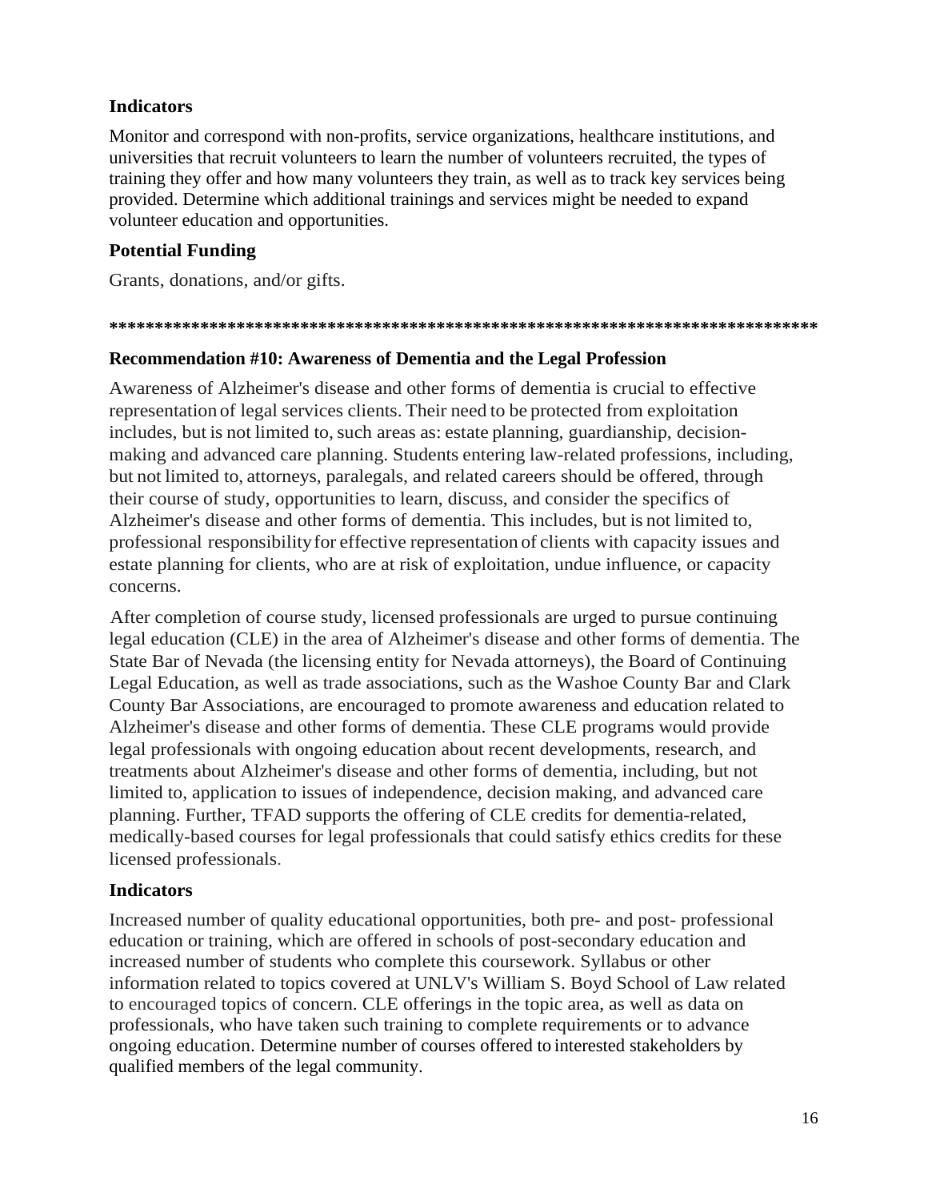### Indicators

Monitor and correspond with non-profits, service organizations, healthcare institutions, and universities that recruit volunteers to learn the number of volunteers recruited, the types of training they offer and how many volunteers they train, as well as to track key services being provided. Determine which additional trainings and services might be needed to expand volunteer education and opportunities.

### Potential Funding

Grants, donations, and/or gifts.

********************************************************************************

### Recommendation #10: Awareness of Dementia and the Legal Profession

Awareness of Alzheimer's disease and other forms of dementia is crucial to effective representation of legal services clients. Their need to be protected from exploitation includes, but is not limited to, such areas as: estate planning, guardianship, decision-making and advanced care planning. Students entering law-related professions, including, but not limited to, attorneys, paralegals, and related careers should be offered, through their course of study, opportunities to learn, discuss, and consider the specifics of Alzheimer's disease and other forms of dementia. This includes, but is not limited to, professional responsibility for effective representation of clients with capacity issues and estate planning for clients, who are at risk of exploitation, undue influence, or capacity concerns.

After completion of course study, licensed professionals are urged to pursue continuing legal education (CLE) in the area of Alzheimer's disease and other forms of dementia. The State Bar of Nevada (the licensing entity for Nevada attorneys), the Board of Continuing Legal Education, as well as trade associations, such as the Washoe County Bar and Clark County Bar Associations, are encouraged to promote awareness and education related to Alzheimer's disease and other forms of dementia. These CLE programs would provide legal professionals with ongoing education about recent developments, research, and treatments about Alzheimer's disease and other forms of dementia, including, but not limited to, application to issues of independence, decision making, and advanced care planning. Further, TFAD supports the offering of CLE credits for dementia-related, medically-based courses for legal professionals that could satisfy ethics credits for these licensed professionals.

### Indicators

Increased number of quality educational opportunities, both pre- and post- professional education or training, which are offered in schools of post-secondary education and increased number of students who complete this coursework. Syllabus or other information related to topics covered at UNLV's William S. Boyd School of Law related to encouraged topics of concern. CLE offerings in the topic area, as well as data on professionals, who have taken such training to complete requirements or to advance ongoing education. Determine number of courses offered to interested stakeholders by qualified members of the legal community.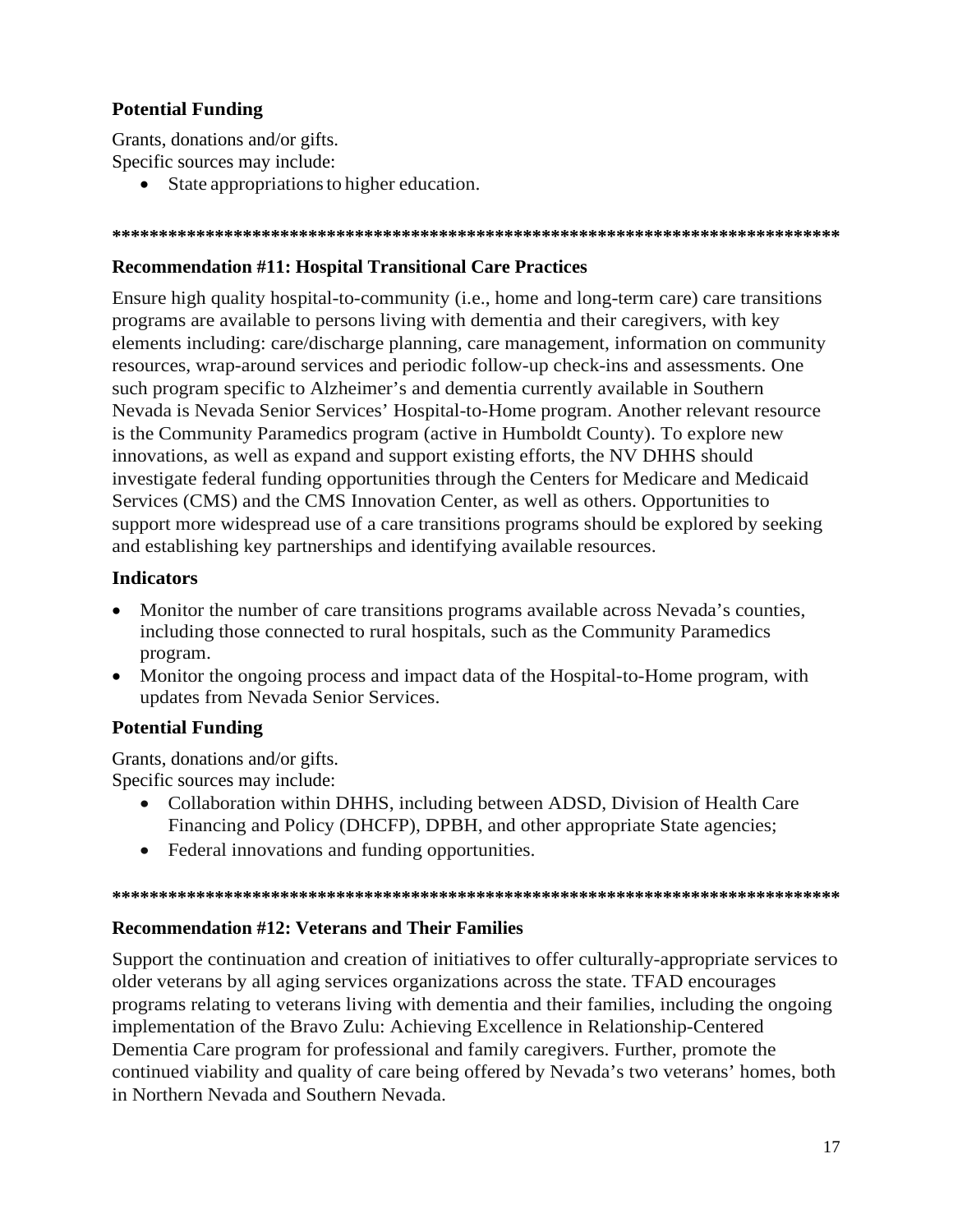### Potential Funding

Grants, donations and/or gifts.
Specific sources may include:

- State appropriations to higher education.

*******************************************************************************

### Recommendation #11: Hospital Transitional Care Practices

Ensure high quality hospital-to-community (i.e., home and long-term care) care transitions programs are available to persons living with dementia and their caregivers, with key elements including: care/discharge planning, care management, information on community resources, wrap-around services and periodic follow-up check-ins and assessments. One such program specific to Alzheimer's and dementia currently available in Southern Nevada is Nevada Senior Services' Hospital-to-Home program. Another relevant resource is the Community Paramedics program (active in Humboldt County). To explore new innovations, as well as expand and support existing efforts, the NV DHHS should investigate federal funding opportunities through the Centers for Medicare and Medicaid Services (CMS) and the CMS Innovation Center, as well as others. Opportunities to support more widespread use of a care transitions programs should be explored by seeking and establishing key partnerships and identifying available resources.

### Indicators

- Monitor the number of care transitions programs available across Nevada's counties, including those connected to rural hospitals, such as the Community Paramedics program.
- Monitor the ongoing process and impact data of the Hospital-to-Home program, with updates from Nevada Senior Services.

### Potential Funding

Grants, donations and/or gifts.
Specific sources may include:

- Collaboration within DHHS, including between ADSD, Division of Health Care Financing and Policy (DHCFP), DPBH, and other appropriate State agencies;
- Federal innovations and funding opportunities.

*******************************************************************************

### Recommendation #12: Veterans and Their Families

Support the continuation and creation of initiatives to offer culturally-appropriate services to older veterans by all aging services organizations across the state. TFAD encourages programs relating to veterans living with dementia and their families, including the ongoing implementation of the Bravo Zulu: Achieving Excellence in Relationship-Centered Dementia Care program for professional and family caregivers. Further, promote the continued viability and quality of care being offered by Nevada's two veterans' homes, both in Northern Nevada and Southern Nevada.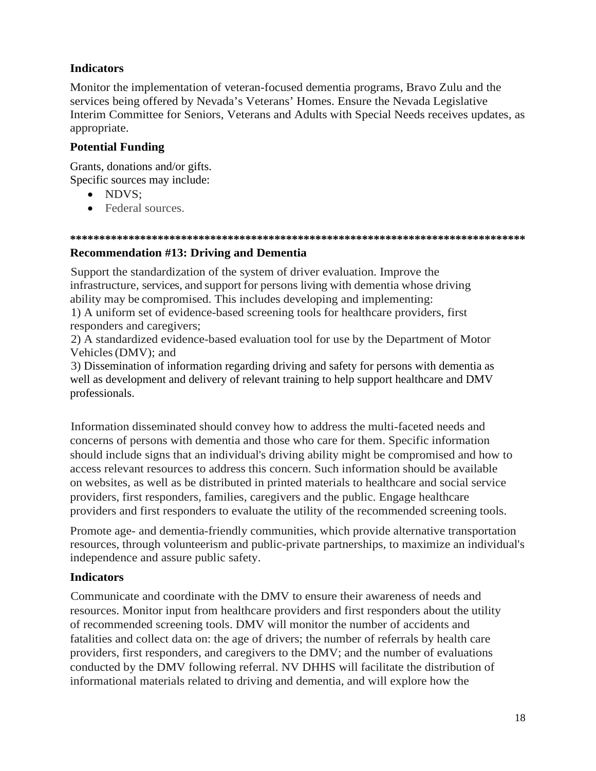### Indicators

Monitor the implementation of veteran-focused dementia programs, Bravo Zulu and the services being offered by Nevada's Veterans' Homes. Ensure the Nevada Legislative Interim Committee for Seniors, Veterans and Adults with Special Needs receives updates, as appropriate.

### Potential Funding

Grants, donations and/or gifts.
Specific sources may include:

- NDVS;
- Federal sources.

*******************************************************************************

### Recommendation #13: Driving and Dementia

Support the standardization of the system of driver evaluation. Improve the infrastructure, services, and support for persons living with dementia whose driving ability may be compromised. This includes developing and implementing:
1) A uniform set of evidence-based screening tools for healthcare providers, first responders and caregivers;
2) A standardized evidence-based evaluation tool for use by the Department of Motor Vehicles (DMV); and
3) Dissemination of information regarding driving and safety for persons with dementia as well as development and delivery of relevant training to help support healthcare and DMV professionals.

Information disseminated should convey how to address the multi-faceted needs and concerns of persons with dementia and those who care for them. Specific information should include signs that an individual's driving ability might be compromised and how to access relevant resources to address this concern. Such information should be available on websites, as well as be distributed in printed materials to healthcare and social service providers, first responders, families, caregivers and the public. Engage healthcare providers and first responders to evaluate the utility of the recommended screening tools.

Promote age- and dementia-friendly communities, which provide alternative transportation resources, through volunteerism and public-private partnerships, to maximize an individual's independence and assure public safety.

### Indicators

Communicate and coordinate with the DMV to ensure their awareness of needs and resources. Monitor input from healthcare providers and first responders about the utility of recommended screening tools. DMV will monitor the number of accidents and fatalities and collect data on: the age of drivers; the number of referrals by health care providers, first responders, and caregivers to the DMV; and the number of evaluations conducted by the DMV following referral. NV DHHS will facilitate the distribution of informational materials related to driving and dementia, and will explore how the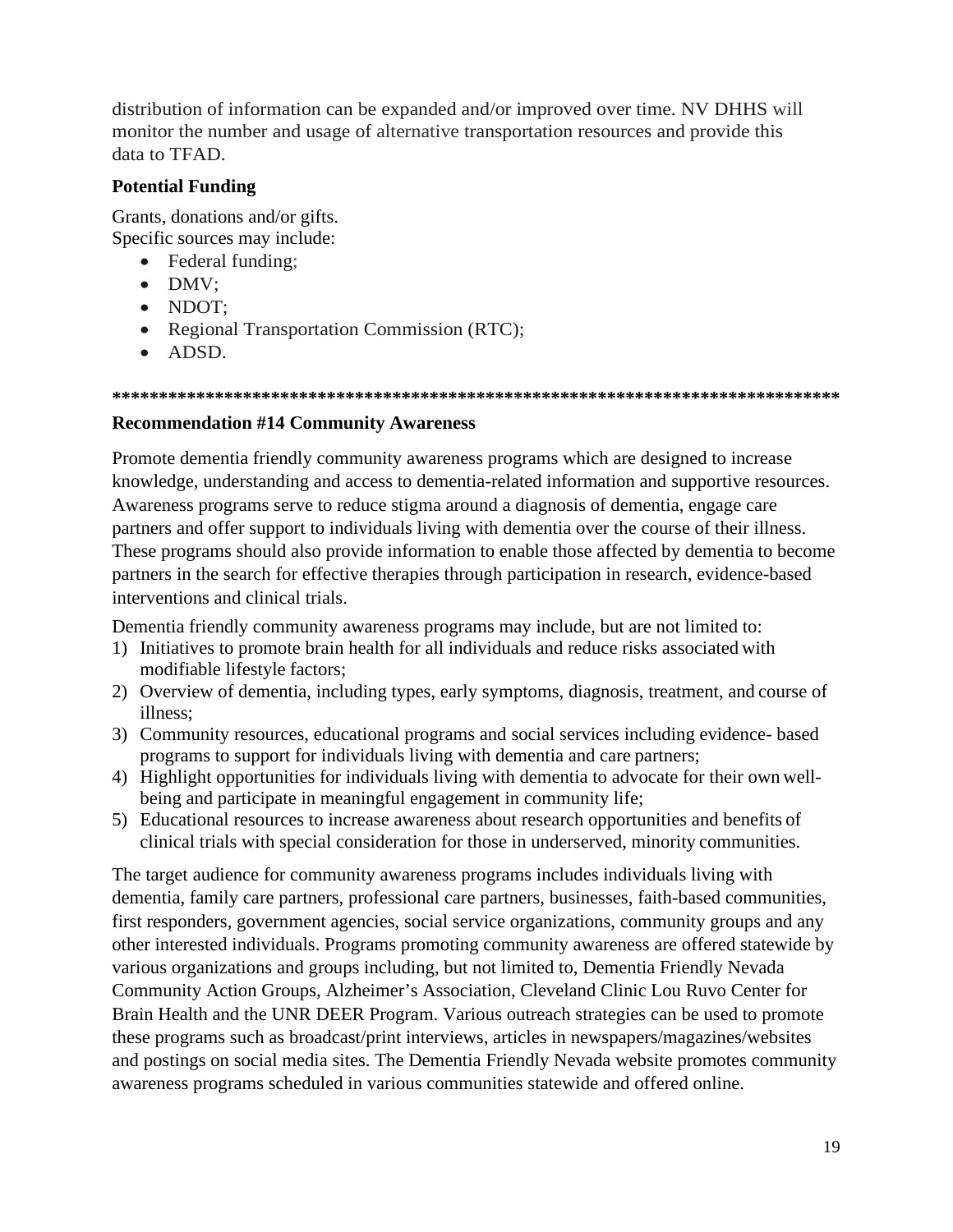distribution of information can be expanded and/or improved over time. NV DHHS will monitor the number and usage of alternative transportation resources and provide this data to TFAD.

**Potential Funding**

Grants, donations and/or gifts.
Specific sources may include:

- Federal funding;
- DMV;
- NDOT;
- Regional Transportation Commission (RTC);
- ADSD.

**\*\*\*\*\*\*\*\*\*\*\*\*\*\*\*\*\*\*\*\*\*\*\*\*\*\*\*\*\*\*\*\*\*\*\*\*\*\*\*\*\*\*\*\*\*\*\*\*\*\*\*\*\*\*\*\*\*\*\*\*\*\*\*\*\*\*\*\*\*\*\*\*\*\*\*\*\*\*\*\***

**Recommendation #14 Community Awareness**

Promote dementia friendly community awareness programs which are designed to increase knowledge, understanding and access to dementia-related information and supportive resources. Awareness programs serve to reduce stigma around a diagnosis of dementia, engage care partners and offer support to individuals living with dementia over the course of their illness. These programs should also provide information to enable those affected by dementia to become partners in the search for effective therapies through participation in research, evidence-based interventions and clinical trials.

Dementia friendly community awareness programs may include, but are not limited to:

1) Initiatives to promote brain health for all individuals and reduce risks associated with modifiable lifestyle factors;
2) Overview of dementia, including types, early symptoms, diagnosis, treatment, and course of illness;
3) Community resources, educational programs and social services including evidence- based programs to support for individuals living with dementia and care partners;
4) Highlight opportunities for individuals living with dementia to advocate for their own well-being and participate in meaningful engagement in community life;
5) Educational resources to increase awareness about research opportunities and benefits of clinical trials with special consideration for those in underserved, minority communities.

The target audience for community awareness programs includes individuals living with dementia, family care partners, professional care partners, businesses, faith-based communities, first responders, government agencies, social service organizations, community groups and any other interested individuals. Programs promoting community awareness are offered statewide by various organizations and groups including, but not limited to, Dementia Friendly Nevada Community Action Groups, Alzheimer's Association, Cleveland Clinic Lou Ruvo Center for Brain Health and the UNR DEER Program. Various outreach strategies can be used to promote these programs such as broadcast/print interviews, articles in newspapers/magazines/websites and postings on social media sites. The Dementia Friendly Nevada website promotes community awareness programs scheduled in various communities statewide and offered online.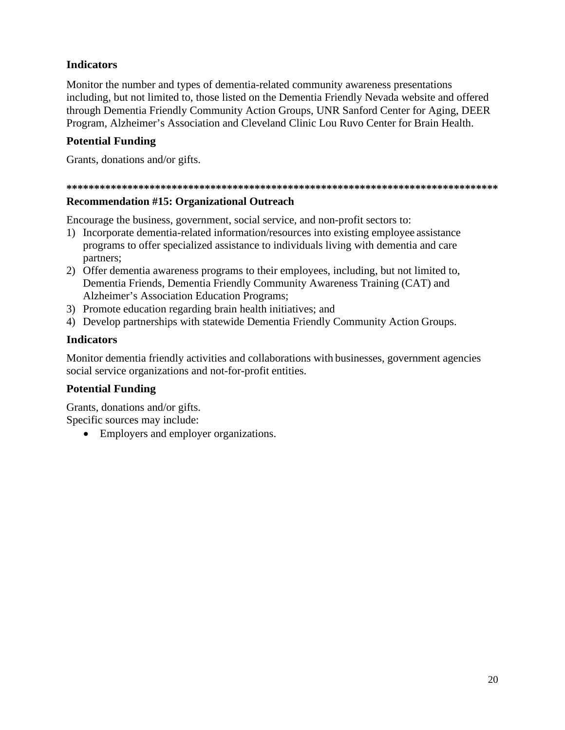### Indicators

Monitor the number and types of dementia-related community awareness presentations including, but not limited to, those listed on the Dementia Friendly Nevada website and offered through Dementia Friendly Community Action Groups, UNR Sanford Center for Aging, DEER Program, Alzheimer's Association and Cleveland Clinic Lou Ruvo Center for Brain Health.

### Potential Funding

Grants, donations and/or gifts.

**********************************************************************************

### Recommendation #15: Organizational Outreach

Encourage the business, government, social service, and non-profit sectors to:

1) Incorporate dementia-related information/resources into existing employee assistance programs to offer specialized assistance to individuals living with dementia and care partners;
2) Offer dementia awareness programs to their employees, including, but not limited to, Dementia Friends, Dementia Friendly Community Awareness Training (CAT) and Alzheimer's Association Education Programs;
3) Promote education regarding brain health initiatives; and
4) Develop partnerships with statewide Dementia Friendly Community Action Groups.

### Indicators

Monitor dementia friendly activities and collaborations with businesses, government agencies social service organizations and not-for-profit entities.

### Potential Funding

Grants, donations and/or gifts.
Specific sources may include:

- Employers and employer organizations.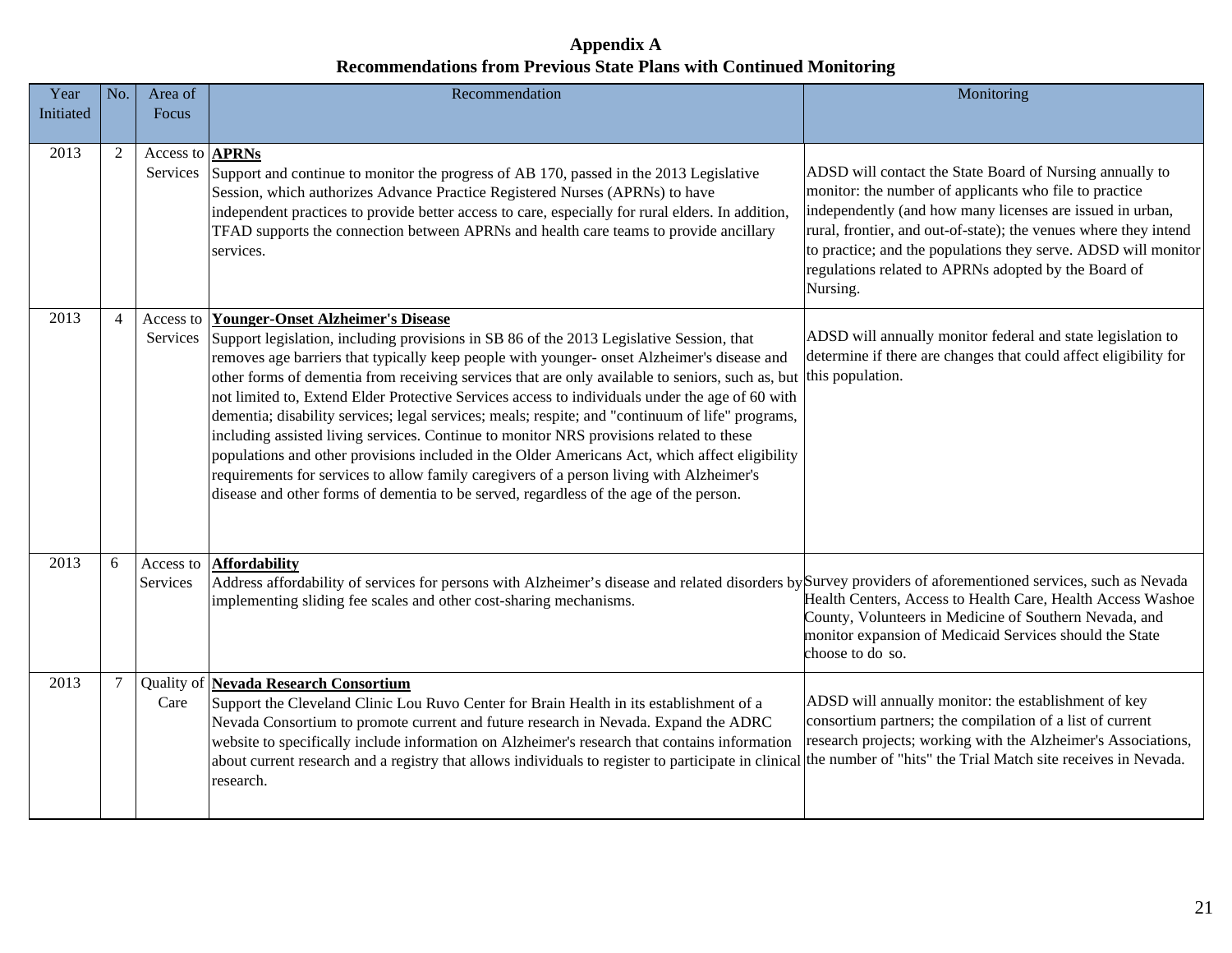# Appendix A

## Recommendations from Previous State Plans with Continued Monitoring

| Year Initiated | No. | Area of Focus | Recommendation | Monitoring |
|---|---|---|---|---|
| 2013 | 2 | Access to Services | **APRNs**<br>Support and continue to monitor the progress of AB 170, passed in the 2013 Legislative Session, which authorizes Advance Practice Registered Nurses (APRNs) to have independent practices to provide better access to care, especially for rural elders. In addition, TFAD supports the connection between APRNs and health care teams to provide ancillary services. | ADSD will contact the State Board of Nursing annually to monitor: the number of applicants who file to practice independently (and how many licenses are issued in urban, rural, frontier, and out-of-state); the venues where they intend to practice; and the populations they serve. ADSD will monitor regulations related to APRNs adopted by the Board of Nursing. |
| 2013 | 4 | Access to Services | **Younger-Onset Alzheimer's Disease**<br>Support legislation, including provisions in SB 86 of the 2013 Legislative Session, that removes age barriers that typically keep people with younger- onset Alzheimer's disease and other forms of dementia from receiving services that are only available to seniors, such as, but not limited to, Extend Elder Protective Services access to individuals under the age of 60 with dementia; disability services; legal services; meals; respite; and "continuum of life" programs, including assisted living services. Continue to monitor NRS provisions related to these populations and other provisions included in the Older Americans Act, which affect eligibility requirements for services to allow family caregivers of a person living with Alzheimer's disease and other forms of dementia to be served, regardless of the age of the person. | ADSD will annually monitor federal and state legislation to determine if there are changes that could affect eligibility for this population. |
| 2013 | 6 | Access to Services | **Affordability**<br>Address affordability of services for persons with Alzheimer's disease and related disorders by implementing sliding fee scales and other cost-sharing mechanisms. | Survey providers of aforementioned services, such as Nevada Health Centers, Access to Health Care, Health Access Washoe County, Volunteers in Medicine of Southern Nevada, and monitor expansion of Medicaid Services should the State choose to do so. |
| 2013 | 7 | Quality of Care | **Nevada Research Consortium**<br>Support the Cleveland Clinic Lou Ruvo Center for Brain Health in its establishment of a Nevada Consortium to promote current and future research in Nevada. Expand the ADRC website to specifically include information on Alzheimer's research that contains information about current research and a registry that allows individuals to register to participate in clinical research. | ADSD will annually monitor: the establishment of key consortium partners; the compilation of a list of current research projects; working with the Alzheimer's Associations, the number of "hits" the Trial Match site receives in Nevada. |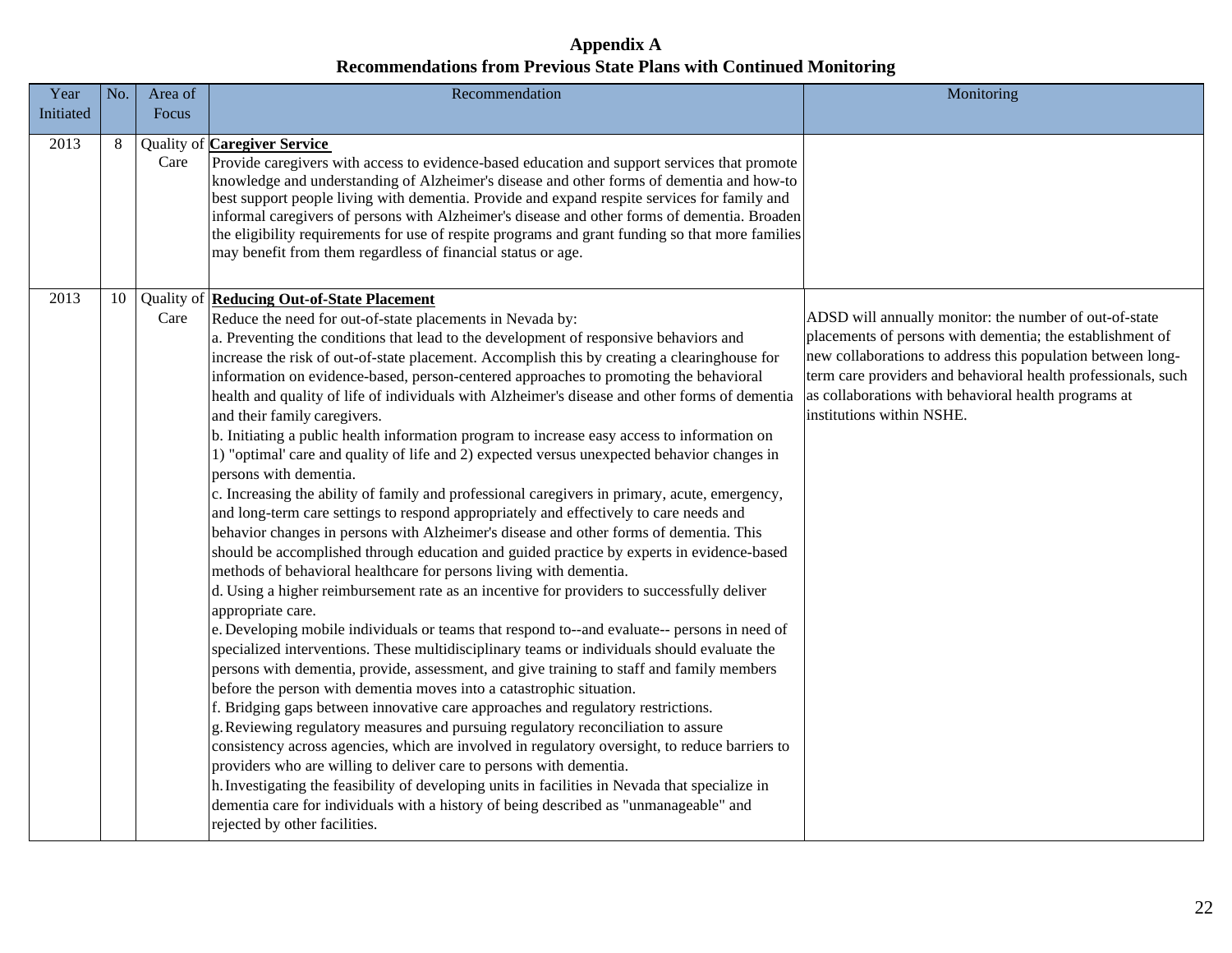**Appendix A**

**Recommendations from Previous State Plans with Continued Monitoring**

| Year Initiated | No. | Area of Focus | Recommendation | Monitoring |
|---|---|---|---|---|
| 2013 | 8 | Quality of Care | **Caregiver Service** <br> Provide caregivers with access to evidence-based education and support services that promote knowledge and understanding of Alzheimer's disease and other forms of dementia and how-to best support people living with dementia. Provide and expand respite services for family and informal caregivers of persons with Alzheimer's disease and other forms of dementia. Broaden the eligibility requirements for use of respite programs and grant funding so that more families may benefit from them regardless of financial status or age. | |
| 2013 | 10 | Quality of Care | **Reducing Out-of-State Placement** <br> Reduce the need for out-of-state placements in Nevada by: <br> a. Preventing the conditions that lead to the development of responsive behaviors and increase the risk of out-of-state placement. Accomplish this by creating a clearinghouse for information on evidence-based, person-centered approaches to promoting the behavioral health and quality of life of individuals with Alzheimer's disease and other forms of dementia and their family caregivers. <br> b. Initiating a public health information program to increase easy access to information on 1) "optimal' care and quality of life and 2) expected versus unexpected behavior changes in persons with dementia. <br> c. Increasing the ability of family and professional caregivers in primary, acute, emergency, and long-term care settings to respond appropriately and effectively to care needs and behavior changes in persons with Alzheimer's disease and other forms of dementia. This should be accomplished through education and guided practice by experts in evidence-based methods of behavioral healthcare for persons living with dementia. <br> d. Using a higher reimbursement rate as an incentive for providers to successfully deliver appropriate care. <br> e. Developing mobile individuals or teams that respond to--and evaluate-- persons in need of specialized interventions. These multidisciplinary teams or individuals should evaluate the persons with dementia, provide, assessment, and give training to staff and family members before the person with dementia moves into a catastrophic situation. <br> f. Bridging gaps between innovative care approaches and regulatory restrictions. <br> g. Reviewing regulatory measures and pursuing regulatory reconciliation to assure consistency across agencies, which are involved in regulatory oversight, to reduce barriers to providers who are willing to deliver care to persons with dementia. <br> h. Investigating the feasibility of developing units in facilities in Nevada that specialize in dementia care for individuals with a history of being described as "unmanageable" and rejected by other facilities. | ADSD will annually monitor: the number of out-of-state placements of persons with dementia; the establishment of new collaborations to address this population between long-term care providers and behavioral health professionals, such as collaborations with behavioral health programs at institutions within NSHE. |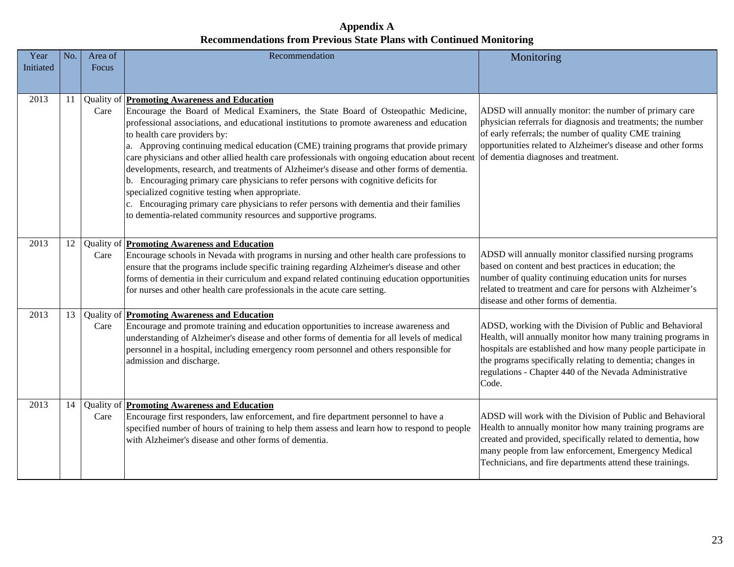**Appendix A**

**Recommendations from Previous State Plans with Continued Monitoring**

| Year Initiated | No. | Area of Focus | Recommendation | Monitoring |
|---|---|---|---|---|
| 2013 | 11 | Quality of Care | **Promoting Awareness and Education**<br>Encourage the Board of Medical Examiners, the State Board of Osteopathic Medicine, professional associations, and educational institutions to promote awareness and education to health care providers by:<br>a. Approving continuing medical education (CME) training programs that provide primary care physicians and other allied health care professionals with ongoing education about recent developments, research, and treatments of Alzheimer's disease and other forms of dementia.<br>b. Encouraging primary care physicians to refer persons with cognitive deficits for specialized cognitive testing when appropriate.<br>c. Encouraging primary care physicians to refer persons with dementia and their families to dementia-related community resources and supportive programs. | ADSD will annually monitor: the number of primary care physician referrals for diagnosis and treatments; the number of early referrals; the number of quality CME training opportunities related to Alzheimer's disease and other forms of dementia diagnoses and treatment. |
| 2013 | 12 | Quality of Care | **Promoting Awareness and Education**<br>Encourage schools in Nevada with programs in nursing and other health care professions to ensure that the programs include specific training regarding Alzheimer's disease and other forms of dementia in their curriculum and expand related continuing education opportunities for nurses and other health care professionals in the acute care setting. | ADSD will annually monitor classified nursing programs based on content and best practices in education; the number of quality continuing education units for nurses related to treatment and care for persons with Alzheimer's disease and other forms of dementia. |
| 2013 | 13 | Quality of Care | **Promoting Awareness and Education**<br>Encourage and promote training and education opportunities to increase awareness and understanding of Alzheimer's disease and other forms of dementia for all levels of medical personnel in a hospital, including emergency room personnel and others responsible for admission and discharge. | ADSD, working with the Division of Public and Behavioral Health, will annually monitor how many training programs in hospitals are established and how many people participate in the programs specifically relating to dementia; changes in regulations - Chapter 440 of the Nevada Administrative Code. |
| 2013 | 14 | Quality of Care | **Promoting Awareness and Education**<br>Encourage first responders, law enforcement, and fire department personnel to have a specified number of hours of training to help them assess and learn how to respond to people with Alzheimer's disease and other forms of dementia. | ADSD will work with the Division of Public and Behavioral Health to annually monitor how many training programs are created and provided, specifically related to dementia, how many people from law enforcement, Emergency Medical Technicians, and fire departments attend these trainings. |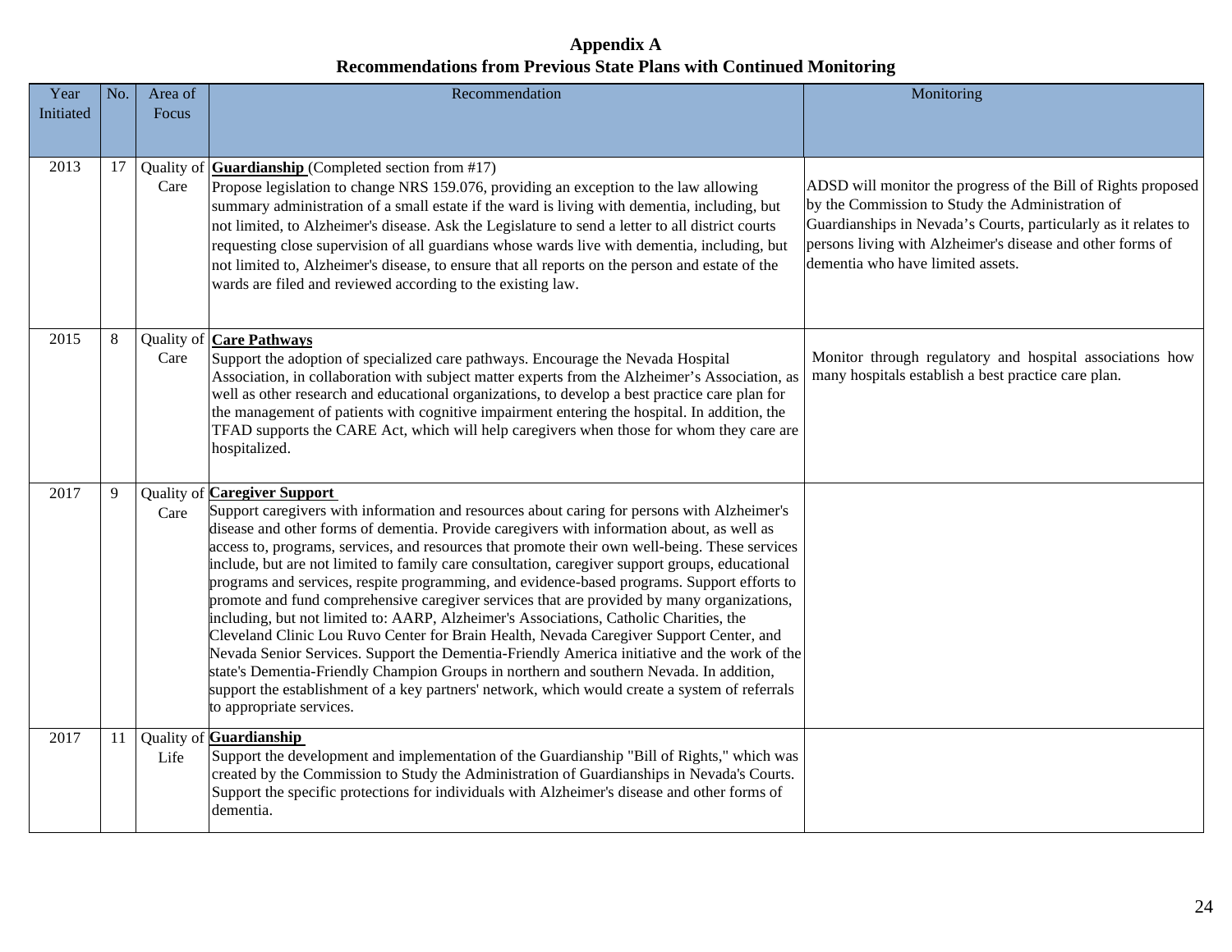## Appendix A
## Recommendations from Previous State Plans with Continued Monitoring

| Year Initiated | No. | Area of Focus | Recommendation | Monitoring |
|---|---|---|---|---|
| 2013 | 17 | Quality of Care | **Guardianship** (Completed section from #17) Propose legislation to change NRS 159.076, providing an exception to the law allowing summary administration of a small estate if the ward is living with dementia, including, but not limited, to Alzheimer's disease. Ask the Legislature to send a letter to all district courts requesting close supervision of all guardians whose wards live with dementia, including, but not limited to, Alzheimer's disease, to ensure that all reports on the person and estate of the wards are filed and reviewed according to the existing law. | ADSD will monitor the progress of the Bill of Rights proposed by the Commission to Study the Administration of Guardianships in Nevada's Courts, particularly as it relates to persons living with Alzheimer's disease and other forms of dementia who have limited assets. |
| 2015 | 8 | Quality of Care | **Care Pathways** Support the adoption of specialized care pathways. Encourage the Nevada Hospital Association, in collaboration with subject matter experts from the Alzheimer's Association, as well as other research and educational organizations, to develop a best practice care plan for the management of patients with cognitive impairment entering the hospital. In addition, the TFAD supports the CARE Act, which will help caregivers when those for whom they care are hospitalized. | Monitor through regulatory and hospital associations how many hospitals establish a best practice care plan. |
| 2017 | 9 | Quality of Care | **Caregiver Support** Support caregivers with information and resources about caring for persons with Alzheimer's disease and other forms of dementia. Provide caregivers with information about, as well as access to, programs, services, and resources that promote their own well-being. These services include, but are not limited to family care consultation, caregiver support groups, educational programs and services, respite programming, and evidence-based programs. Support efforts to promote and fund comprehensive caregiver services that are provided by many organizations, including, but not limited to: AARP, Alzheimer's Associations, Catholic Charities, the Cleveland Clinic Lou Ruvo Center for Brain Health, Nevada Caregiver Support Center, and Nevada Senior Services. Support the Dementia-Friendly America initiative and the work of the state's Dementia-Friendly Champion Groups in northern and southern Nevada. In addition, support the establishment of a key partners' network, which would create a system of referrals to appropriate services. | |
| 2017 | 11 | Quality of Life | **Guardianship** Support the development and implementation of the Guardianship "Bill of Rights," which was created by the Commission to Study the Administration of Guardianships in Nevada's Courts. Support the specific protections for individuals with Alzheimer's disease and other forms of dementia. | |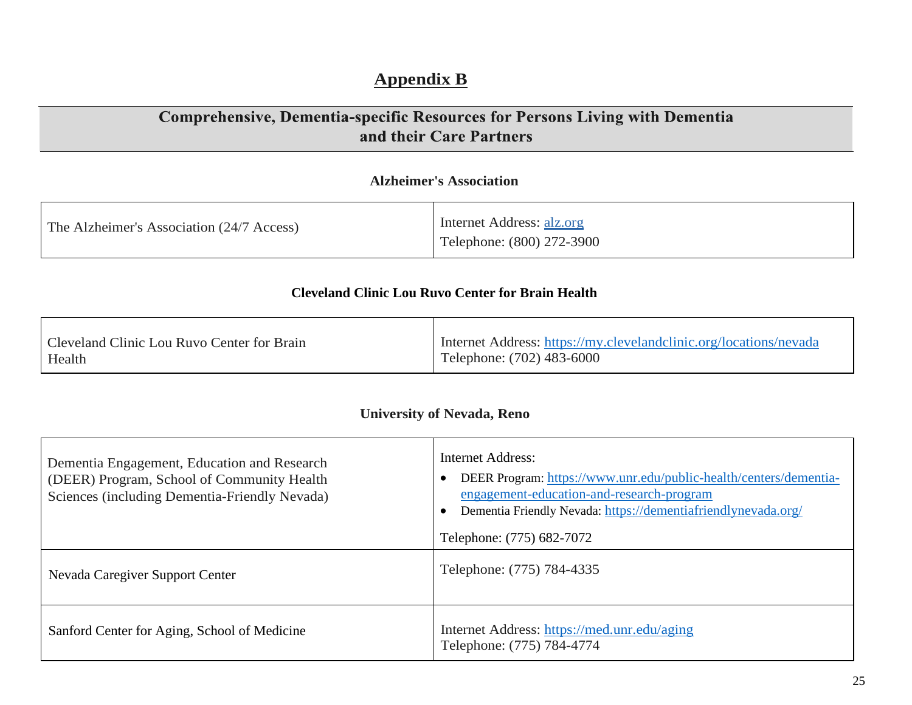# Appendix B

## Comprehensive, Dementia-specific Resources for Persons Living with Dementia and their Care Partners

### Alzheimer's Association

| | |
|---|---|
| The Alzheimer's Association (24/7 Access) | Internet Address: alz.org<br>Telephone: (800) 272-3900 |

### Cleveland Clinic Lou Ruvo Center for Brain Health

| | |
|---|---|
| Cleveland Clinic Lou Ruvo Center for Brain Health | Internet Address: https://my.clevelandclinic.org/locations/nevada<br>Telephone: (702) 483-6000 |

### University of Nevada, Reno

| | |
|---|---|
| Dementia Engagement, Education and Research (DEER) Program, School of Community Health Sciences (including Dementia-Friendly Nevada) | Internet Address:<br>• DEER Program: https://www.unr.edu/public-health/centers/dementia-engagement-education-and-research-program<br>• Dementia Friendly Nevada: https://dementiafriendlynevada.org/<br>Telephone: (775) 682-7072 |
| Nevada Caregiver Support Center | Telephone: (775) 784-4335 |
| Sanford Center for Aging, School of Medicine | Internet Address: https://med.unr.edu/aging<br>Telephone: (775) 784-4774 |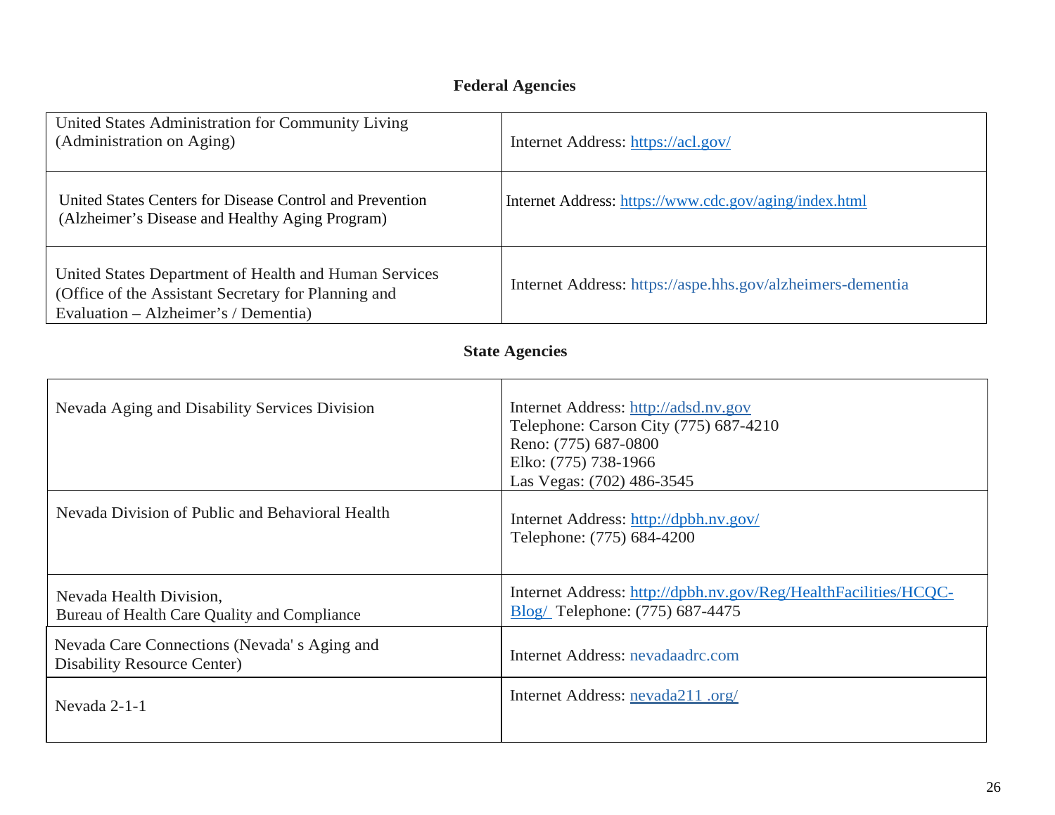## Federal Agencies

| | |
|---|---|
| United States Administration for Community Living (Administration on Aging) | Internet Address: https://acl.gov/ |
| United States Centers for Disease Control and Prevention (Alzheimer's Disease and Healthy Aging Program) | Internet Address: https://www.cdc.gov/aging/index.html |
| United States Department of Health and Human Services (Office of the Assistant Secretary for Planning and Evaluation – Alzheimer's / Dementia) | Internet Address: https://aspe.hhs.gov/alzheimers-dementia |

## State Agencies

| | |
|---|---|
| Nevada Aging and Disability Services Division | Internet Address: http://adsd.nv.gov<br>Telephone: Carson City (775) 687-4210<br>Reno: (775) 687-0800<br>Elko: (775) 738-1966<br>Las Vegas: (702) 486-3545 |
| Nevada Division of Public and Behavioral Health | Internet Address: http://dpbh.nv.gov/<br>Telephone: (775) 684-4200 |
| Nevada Health Division, Bureau of Health Care Quality and Compliance | Internet Address: http://dpbh.nv.gov/Reg/HealthFacilities/HCQC-Blog/ Telephone: (775) 687-4475 |
| Nevada Care Connections (Nevada' s Aging and Disability Resource Center) | Internet Address: nevadaadrc.com |
| Nevada 2-1-1 | Internet Address: nevada211 .org/ |